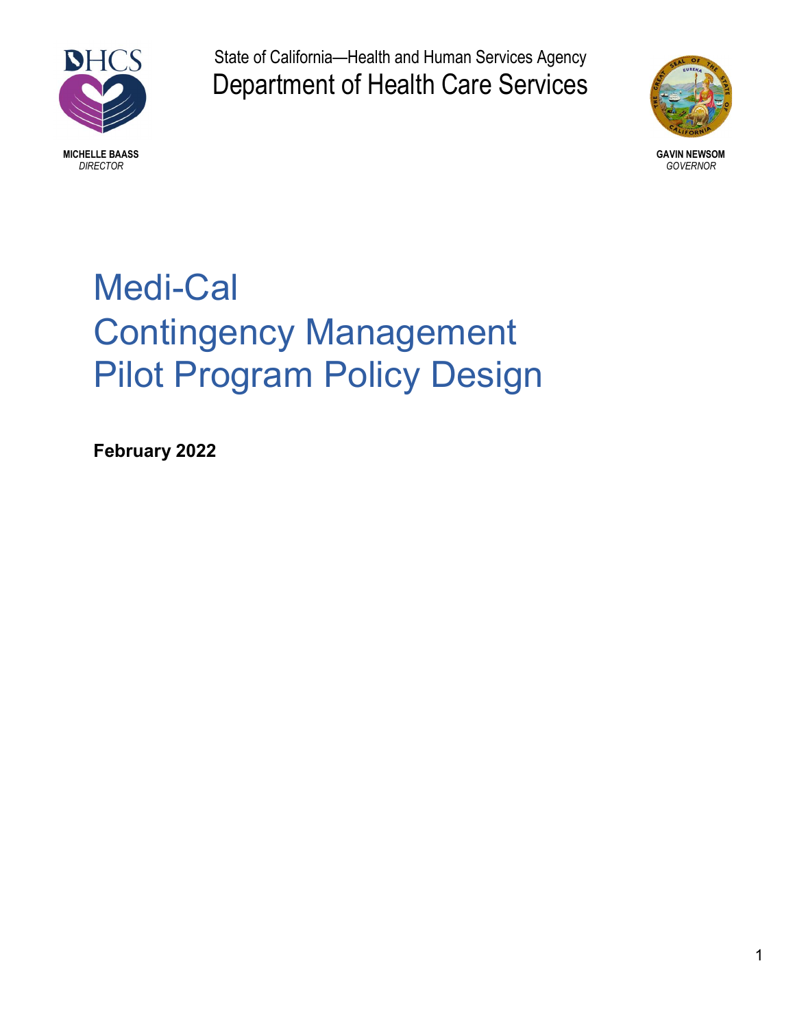State of California—Health and Human Services Agency

Department of Health Care Services

**MICHELLE BAASS**
*DIRECTOR*

**GAVIN NEWSOM**
*GOVERNOR*

# Medi-Cal Contingency Management Pilot Program Policy Design

**February 2022**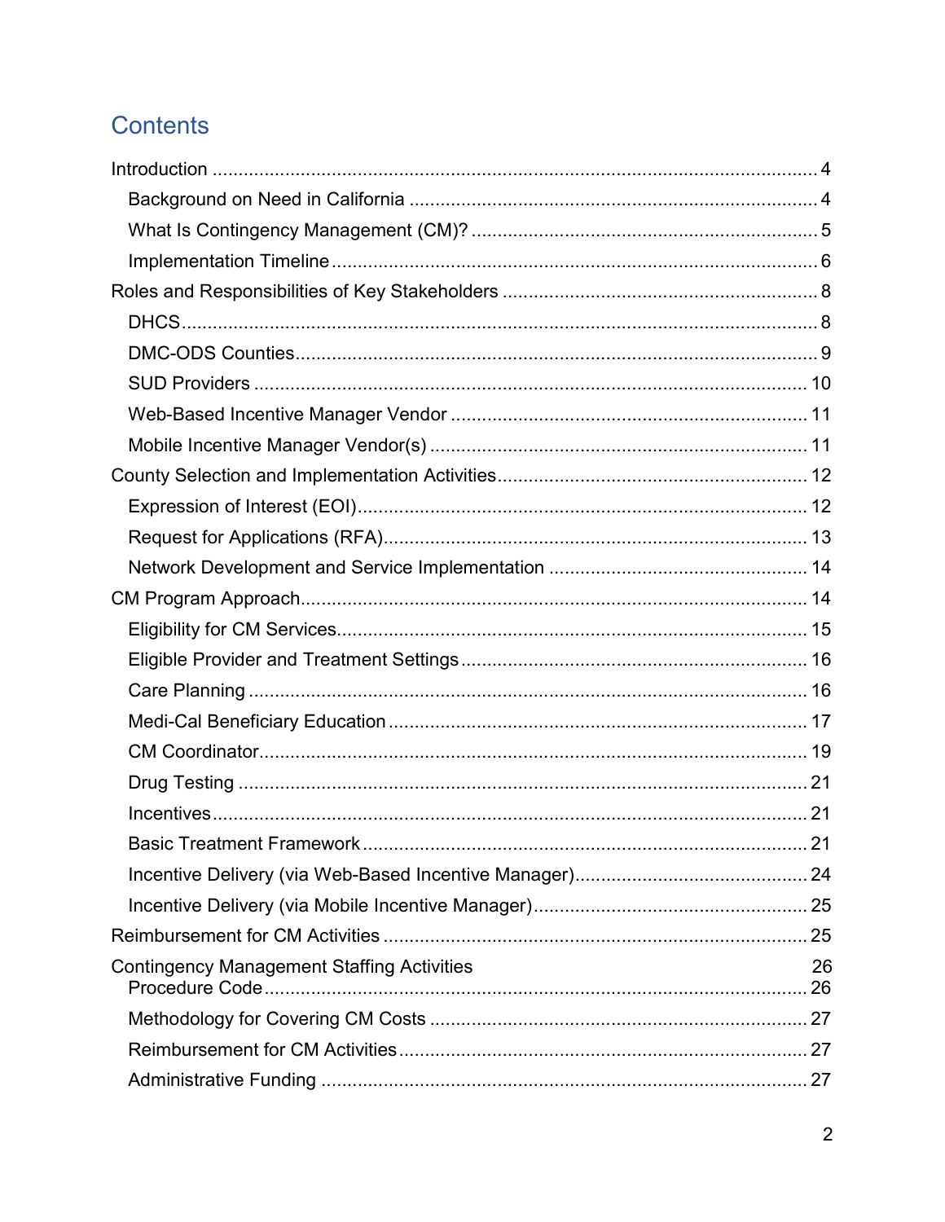# Contents

- Introduction ..... 4
  - Background on Need in California ..... 4
  - What Is Contingency Management (CM)? ..... 5
  - Implementation Timeline ..... 6
- Roles and Responsibilities of Key Stakeholders ..... 8
  - DHCS ..... 8
  - DMC-ODS Counties ..... 9
  - SUD Providers ..... 10
  - Web-Based Incentive Manager Vendor ..... 11
  - Mobile Incentive Manager Vendor(s) ..... 11
- County Selection and Implementation Activities ..... 12
  - Expression of Interest (EOI) ..... 12
  - Request for Applications (RFA) ..... 13
  - Network Development and Service Implementation ..... 14
- CM Program Approach ..... 14
  - Eligibility for CM Services ..... 15
  - Eligible Provider and Treatment Settings ..... 16
  - Care Planning ..... 16
  - Medi-Cal Beneficiary Education ..... 17
  - CM Coordinator ..... 19
  - Drug Testing ..... 21
  - Incentives ..... 21
  - Basic Treatment Framework ..... 21
  - Incentive Delivery (via Web-Based Incentive Manager) ..... 24
  - Incentive Delivery (via Mobile Incentive Manager) ..... 25
- Reimbursement for CM Activities ..... 25
- Contingency Management Staffing Activities ..... 26
  - Procedure Code ..... 26
  - Methodology for Covering CM Costs ..... 27
  - Reimbursement for CM Activities ..... 27
  - Administrative Funding ..... 27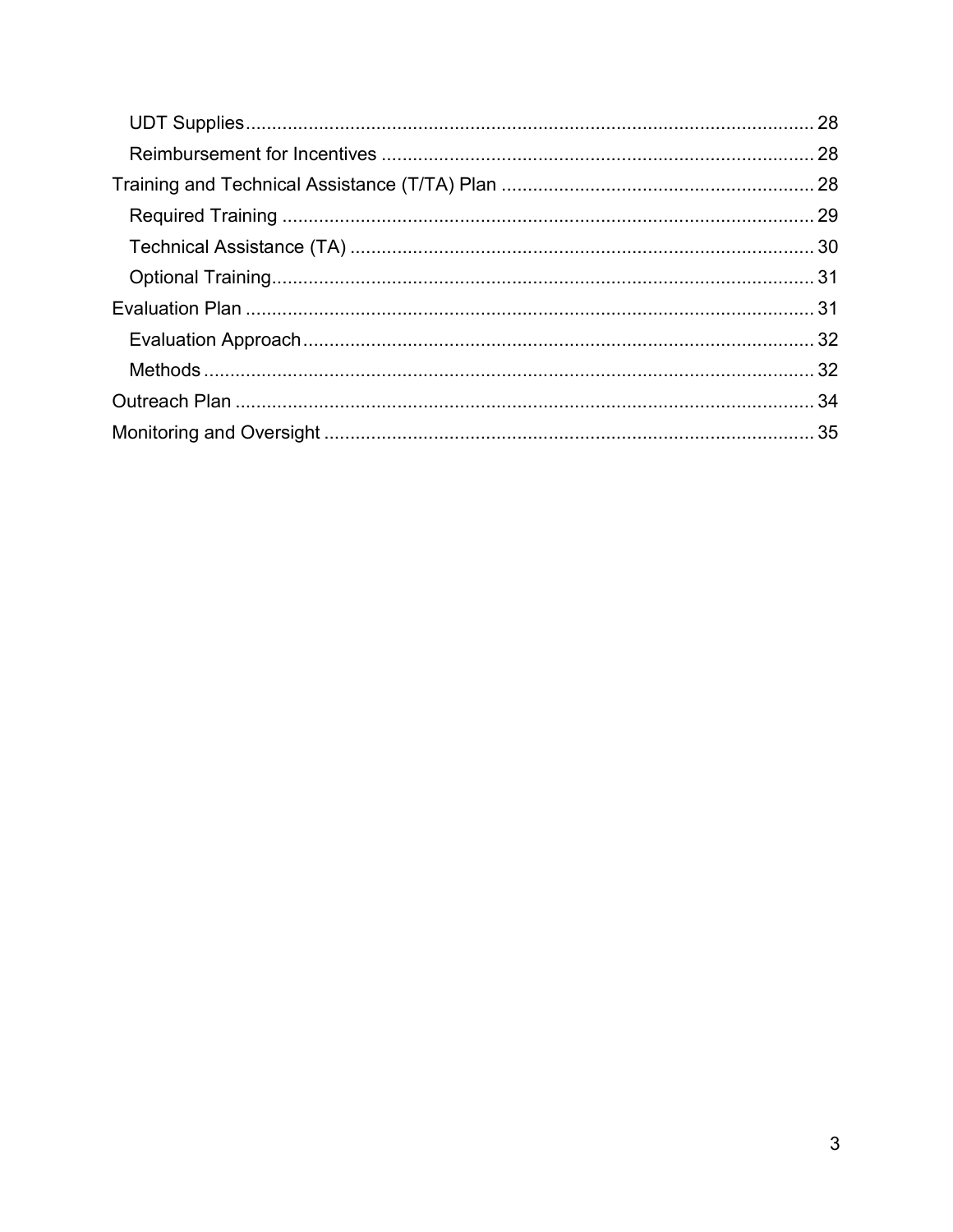- UDT Supplies ..... 28
- Reimbursement for Incentives ..... 28

Training and Technical Assistance (T/TA) Plan ..... 28

- Required Training ..... 29
- Technical Assistance (TA) ..... 30
- Optional Training ..... 31

Evaluation Plan ..... 31

- Evaluation Approach ..... 32
- Methods ..... 32

Outreach Plan ..... 34

Monitoring and Oversight ..... 35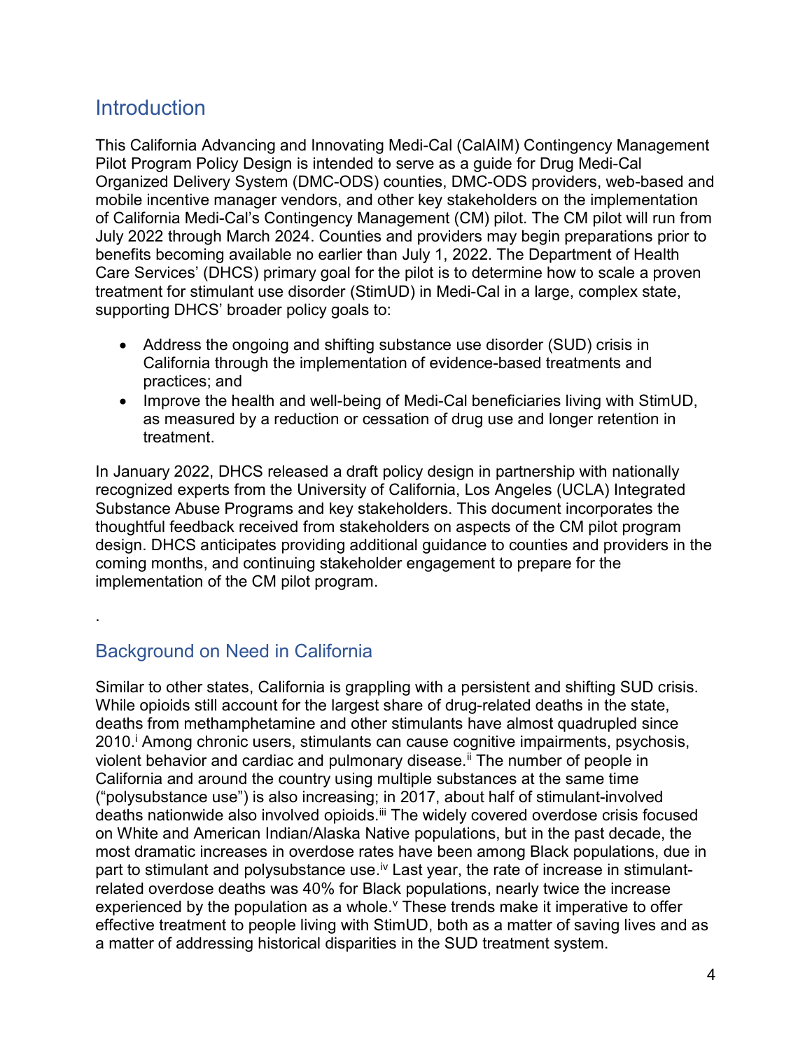## Introduction

This California Advancing and Innovating Medi-Cal (CalAIM) Contingency Management Pilot Program Policy Design is intended to serve as a guide for Drug Medi-Cal Organized Delivery System (DMC-ODS) counties, DMC-ODS providers, web-based and mobile incentive manager vendors, and other key stakeholders on the implementation of California Medi-Cal's Contingency Management (CM) pilot. The CM pilot will run from July 2022 through March 2024. Counties and providers may begin preparations prior to benefits becoming available no earlier than July 1, 2022. The Department of Health Care Services' (DHCS) primary goal for the pilot is to determine how to scale a proven treatment for stimulant use disorder (StimUD) in Medi-Cal in a large, complex state, supporting DHCS' broader policy goals to:

- Address the ongoing and shifting substance use disorder (SUD) crisis in California through the implementation of evidence-based treatments and practices; and
- Improve the health and well-being of Medi-Cal beneficiaries living with StimUD, as measured by a reduction or cessation of drug use and longer retention in treatment.

In January 2022, DHCS released a draft policy design in partnership with nationally recognized experts from the University of California, Los Angeles (UCLA) Integrated Substance Abuse Programs and key stakeholders. This document incorporates the thoughtful feedback received from stakeholders on aspects of the CM pilot program design. DHCS anticipates providing additional guidance to counties and providers in the coming months, and continuing stakeholder engagement to prepare for the implementation of the CM pilot program.

.

## Background on Need in California

Similar to other states, California is grappling with a persistent and shifting SUD crisis. While opioids still account for the largest share of drug-related deaths in the state, deaths from methamphetamine and other stimulants have almost quadrupled since 2010.[i] Among chronic users, stimulants can cause cognitive impairments, psychosis, violent behavior and cardiac and pulmonary disease.[ii] The number of people in California and around the country using multiple substances at the same time ("polysubstance use") is also increasing; in 2017, about half of stimulant-involved deaths nationwide also involved opioids.[iii] The widely covered overdose crisis focused on White and American Indian/Alaska Native populations, but in the past decade, the most dramatic increases in overdose rates have been among Black populations, due in part to stimulant and polysubstance use.[iv] Last year, the rate of increase in stimulant-related overdose deaths was 40% for Black populations, nearly twice the increase experienced by the population as a whole.[v] These trends make it imperative to offer effective treatment to people living with StimUD, both as a matter of saving lives and as a matter of addressing historical disparities in the SUD treatment system.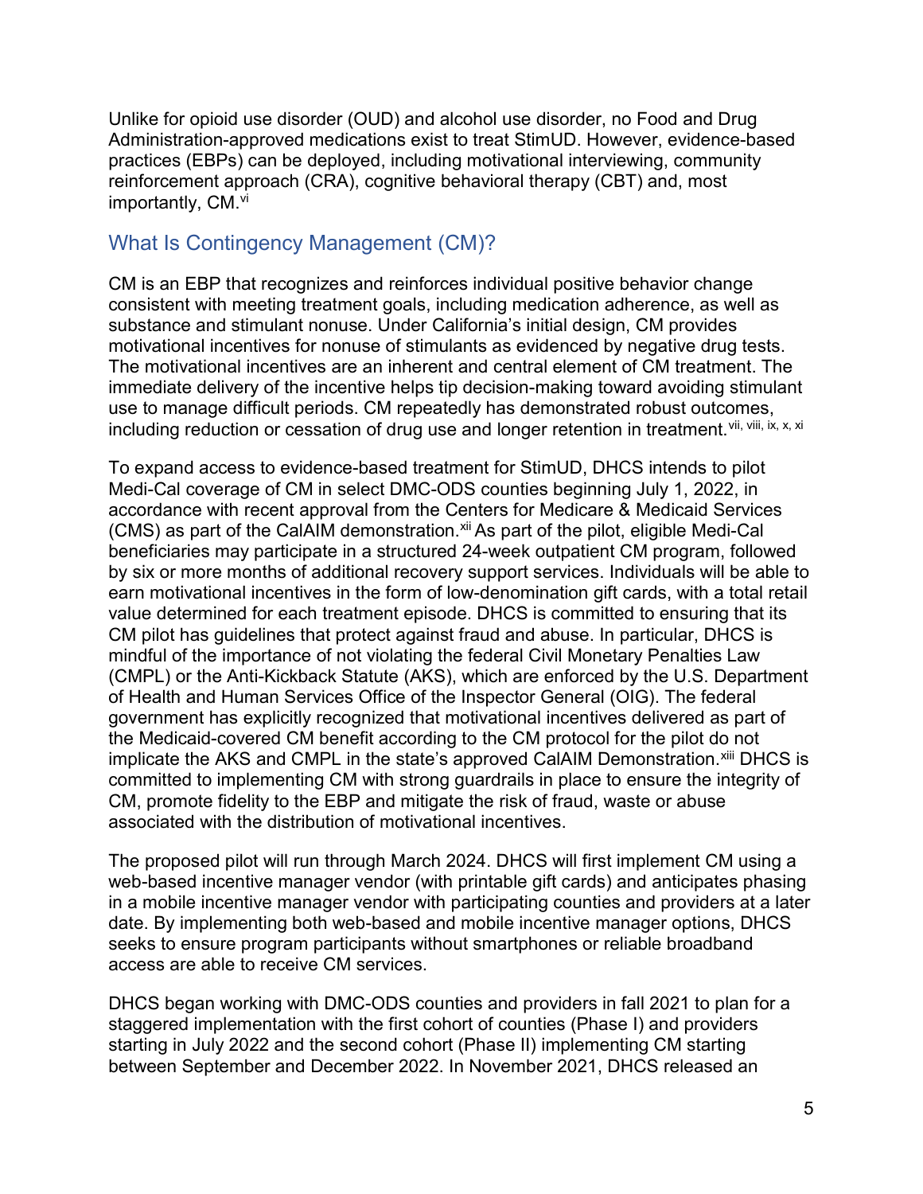Unlike for opioid use disorder (OUD) and alcohol use disorder, no Food and Drug Administration-approved medications exist to treat StimUD. However, evidence-based practices (EBPs) can be deployed, including motivational interviewing, community reinforcement approach (CRA), cognitive behavioral therapy (CBT) and, most importantly, CM.[vi]

## What Is Contingency Management (CM)?

CM is an EBP that recognizes and reinforces individual positive behavior change consistent with meeting treatment goals, including medication adherence, as well as substance and stimulant nonuse. Under California's initial design, CM provides motivational incentives for nonuse of stimulants as evidenced by negative drug tests. The motivational incentives are an inherent and central element of CM treatment. The immediate delivery of the incentive helps tip decision-making toward avoiding stimulant use to manage difficult periods. CM repeatedly has demonstrated robust outcomes, including reduction or cessation of drug use and longer retention in treatment.[vii, viii, ix, x, xi]

To expand access to evidence-based treatment for StimUD, DHCS intends to pilot Medi-Cal coverage of CM in select DMC-ODS counties beginning July 1, 2022, in accordance with recent approval from the Centers for Medicare & Medicaid Services (CMS) as part of the CalAIM demonstration.[xii] As part of the pilot, eligible Medi-Cal beneficiaries may participate in a structured 24-week outpatient CM program, followed by six or more months of additional recovery support services. Individuals will be able to earn motivational incentives in the form of low-denomination gift cards, with a total retail value determined for each treatment episode. DHCS is committed to ensuring that its CM pilot has guidelines that protect against fraud and abuse. In particular, DHCS is mindful of the importance of not violating the federal Civil Monetary Penalties Law (CMPL) or the Anti-Kickback Statute (AKS), which are enforced by the U.S. Department of Health and Human Services Office of the Inspector General (OIG). The federal government has explicitly recognized that motivational incentives delivered as part of the Medicaid-covered CM benefit according to the CM protocol for the pilot do not implicate the AKS and CMPL in the state's approved CalAIM Demonstration.[xiii] DHCS is committed to implementing CM with strong guardrails in place to ensure the integrity of CM, promote fidelity to the EBP and mitigate the risk of fraud, waste or abuse associated with the distribution of motivational incentives.

The proposed pilot will run through March 2024. DHCS will first implement CM using a web-based incentive manager vendor (with printable gift cards) and anticipates phasing in a mobile incentive manager vendor with participating counties and providers at a later date. By implementing both web-based and mobile incentive manager options, DHCS seeks to ensure program participants without smartphones or reliable broadband access are able to receive CM services.

DHCS began working with DMC-ODS counties and providers in fall 2021 to plan for a staggered implementation with the first cohort of counties (Phase I) and providers starting in July 2022 and the second cohort (Phase II) implementing CM starting between September and December 2022. In November 2021, DHCS released an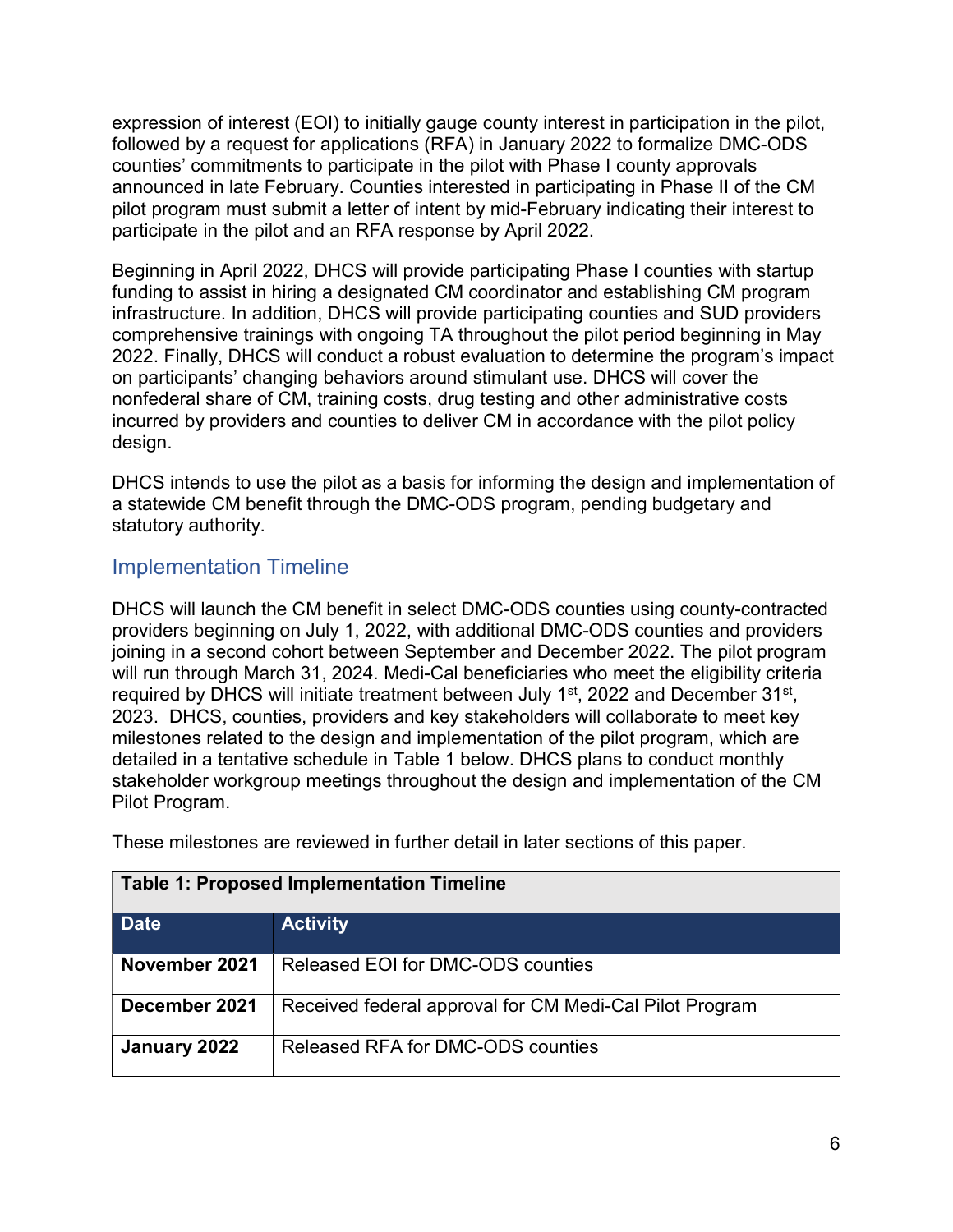expression of interest (EOI) to initially gauge county interest in participation in the pilot, followed by a request for applications (RFA) in January 2022 to formalize DMC-ODS counties' commitments to participate in the pilot with Phase I county approvals announced in late February. Counties interested in participating in Phase II of the CM pilot program must submit a letter of intent by mid-February indicating their interest to participate in the pilot and an RFA response by April 2022.

Beginning in April 2022, DHCS will provide participating Phase I counties with startup funding to assist in hiring a designated CM coordinator and establishing CM program infrastructure. In addition, DHCS will provide participating counties and SUD providers comprehensive trainings with ongoing TA throughout the pilot period beginning in May 2022. Finally, DHCS will conduct a robust evaluation to determine the program's impact on participants' changing behaviors around stimulant use. DHCS will cover the nonfederal share of CM, training costs, drug testing and other administrative costs incurred by providers and counties to deliver CM in accordance with the pilot policy design.

DHCS intends to use the pilot as a basis for informing the design and implementation of a statewide CM benefit through the DMC-ODS program, pending budgetary and statutory authority.

## Implementation Timeline

DHCS will launch the CM benefit in select DMC-ODS counties using county-contracted providers beginning on July 1, 2022, with additional DMC-ODS counties and providers joining in a second cohort between September and December 2022. The pilot program will run through March 31, 2024. Medi-Cal beneficiaries who meet the eligibility criteria required by DHCS will initiate treatment between July 1st, 2022 and December 31st, 2023. DHCS, counties, providers and key stakeholders will collaborate to meet key milestones related to the design and implementation of the pilot program, which are detailed in a tentative schedule in Table 1 below. DHCS plans to conduct monthly stakeholder workgroup meetings throughout the design and implementation of the CM Pilot Program.

These milestones are reviewed in further detail in later sections of this paper.

**Table 1: Proposed Implementation Timeline**

| Date | Activity |
|---|---|
| **November 2021** | Released EOI for DMC-ODS counties |
| **December 2021** | Received federal approval for CM Medi-Cal Pilot Program |
| **January 2022** | Released RFA for DMC-ODS counties |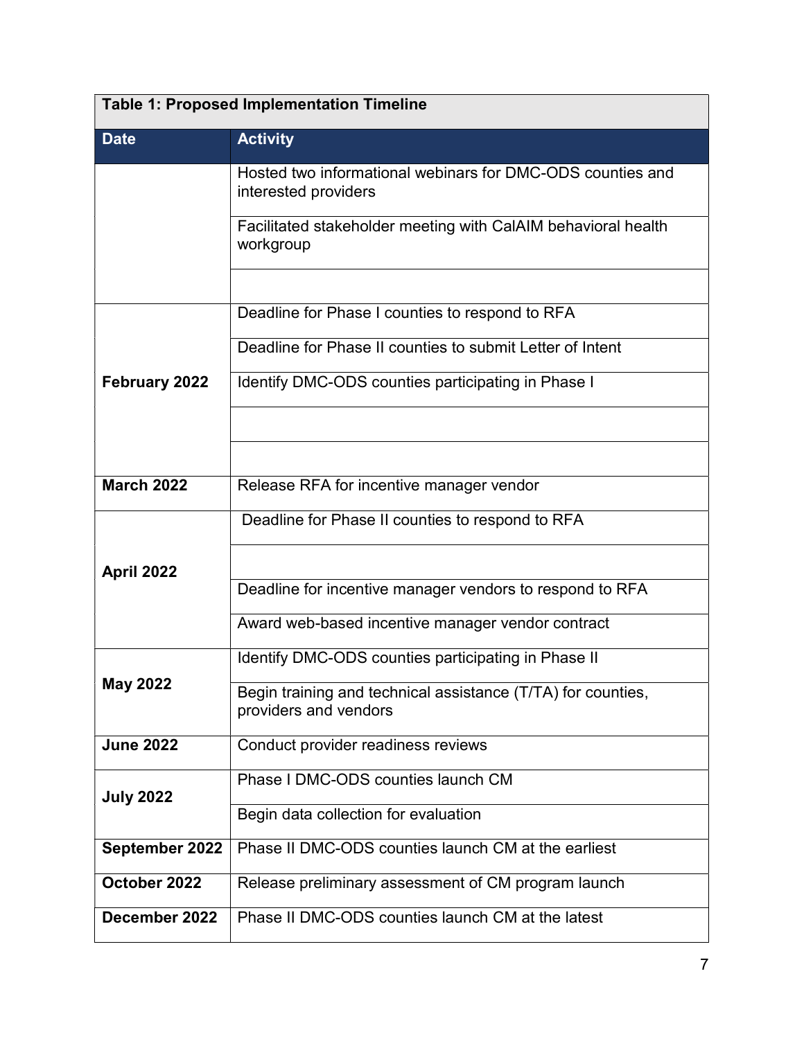| Table 1: Proposed Implementation Timeline | |
|---|---|
| **Date** | **Activity** |
| | Hosted two informational webinars for DMC-ODS counties and interested providers |
| | Facilitated stakeholder meeting with CalAIM behavioral health workgroup |
| | |
| **February 2022** | Deadline for Phase I counties to respond to RFA |
| | Deadline for Phase II counties to submit Letter of Intent |
| | Identify DMC-ODS counties participating in Phase I |
| | |
| | |
| **March 2022** | Release RFA for incentive manager vendor |
| **April 2022** | Deadline for Phase II counties to respond to RFA |
| | |
| | Deadline for incentive manager vendors to respond to RFA |
| | Award web-based incentive manager vendor contract |
| **May 2022** | Identify DMC-ODS counties participating in Phase II |
| | Begin training and technical assistance (T/TA) for counties, providers and vendors |
| **June 2022** | Conduct provider readiness reviews |
| **July 2022** | Phase I DMC-ODS counties launch CM |
| | Begin data collection for evaluation |
| **September 2022** | Phase II DMC-ODS counties launch CM at the earliest |
| **October 2022** | Release preliminary assessment of CM program launch |
| **December 2022** | Phase II DMC-ODS counties launch CM at the latest |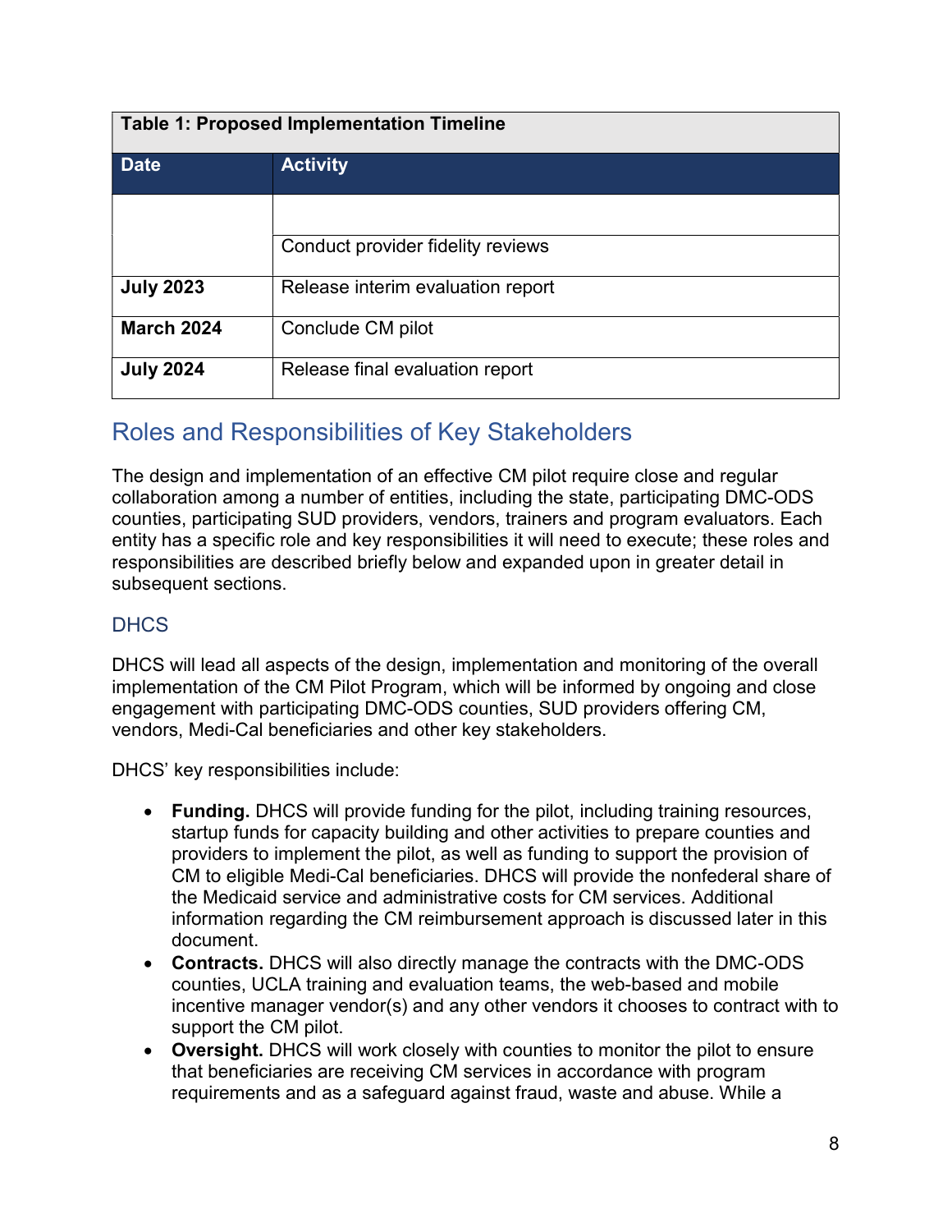| Table 1: Proposed Implementation Timeline | |
|---|---|
| **Date** | **Activity** |
| | |
| | Conduct provider fidelity reviews |
| **July 2023** | Release interim evaluation report |
| **March 2024** | Conclude CM pilot |
| **July 2024** | Release final evaluation report |

## Roles and Responsibilities of Key Stakeholders

The design and implementation of an effective CM pilot require close and regular collaboration among a number of entities, including the state, participating DMC-ODS counties, participating SUD providers, vendors, trainers and program evaluators. Each entity has a specific role and key responsibilities it will need to execute; these roles and responsibilities are described briefly below and expanded upon in greater detail in subsequent sections.

### DHCS

DHCS will lead all aspects of the design, implementation and monitoring of the overall implementation of the CM Pilot Program, which will be informed by ongoing and close engagement with participating DMC-ODS counties, SUD providers offering CM, vendors, Medi-Cal beneficiaries and other key stakeholders.

DHCS' key responsibilities include:

- **Funding.** DHCS will provide funding for the pilot, including training resources, startup funds for capacity building and other activities to prepare counties and providers to implement the pilot, as well as funding to support the provision of CM to eligible Medi-Cal beneficiaries. DHCS will provide the nonfederal share of the Medicaid service and administrative costs for CM services. Additional information regarding the CM reimbursement approach is discussed later in this document.
- **Contracts.** DHCS will also directly manage the contracts with the DMC-ODS counties, UCLA training and evaluation teams, the web-based and mobile incentive manager vendor(s) and any other vendors it chooses to contract with to support the CM pilot.
- **Oversight.** DHCS will work closely with counties to monitor the pilot to ensure that beneficiaries are receiving CM services in accordance with program requirements and as a safeguard against fraud, waste and abuse. While a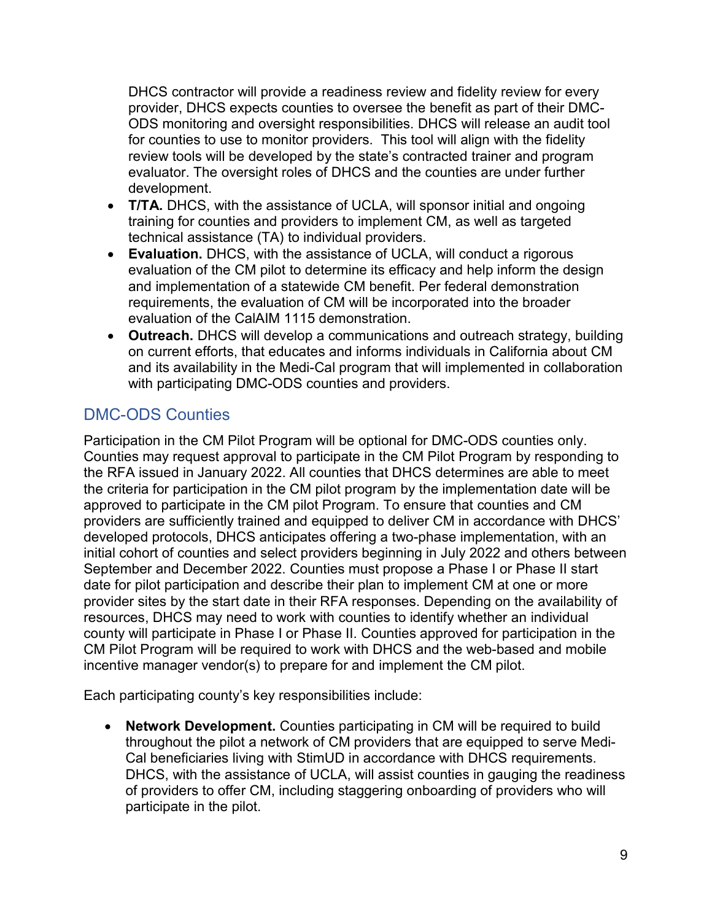DHCS contractor will provide a readiness review and fidelity review for every provider, DHCS expects counties to oversee the benefit as part of their DMC-ODS monitoring and oversight responsibilities. DHCS will release an audit tool for counties to use to monitor providers. This tool will align with the fidelity review tools will be developed by the state's contracted trainer and program evaluator. The oversight roles of DHCS and the counties are under further development.

- **T/TA.** DHCS, with the assistance of UCLA, will sponsor initial and ongoing training for counties and providers to implement CM, as well as targeted technical assistance (TA) to individual providers.
- **Evaluation.** DHCS, with the assistance of UCLA, will conduct a rigorous evaluation of the CM pilot to determine its efficacy and help inform the design and implementation of a statewide CM benefit. Per federal demonstration requirements, the evaluation of CM will be incorporated into the broader evaluation of the CalAIM 1115 demonstration.
- **Outreach.** DHCS will develop a communications and outreach strategy, building on current efforts, that educates and informs individuals in California about CM and its availability in the Medi-Cal program that will implemented in collaboration with participating DMC-ODS counties and providers.

## DMC-ODS Counties

Participation in the CM Pilot Program will be optional for DMC-ODS counties only. Counties may request approval to participate in the CM Pilot Program by responding to the RFA issued in January 2022. All counties that DHCS determines are able to meet the criteria for participation in the CM pilot program by the implementation date will be approved to participate in the CM pilot Program. To ensure that counties and CM providers are sufficiently trained and equipped to deliver CM in accordance with DHCS' developed protocols, DHCS anticipates offering a two-phase implementation, with an initial cohort of counties and select providers beginning in July 2022 and others between September and December 2022. Counties must propose a Phase I or Phase II start date for pilot participation and describe their plan to implement CM at one or more provider sites by the start date in their RFA responses. Depending on the availability of resources, DHCS may need to work with counties to identify whether an individual county will participate in Phase I or Phase II. Counties approved for participation in the CM Pilot Program will be required to work with DHCS and the web-based and mobile incentive manager vendor(s) to prepare for and implement the CM pilot.

Each participating county's key responsibilities include:

- **Network Development.** Counties participating in CM will be required to build throughout the pilot a network of CM providers that are equipped to serve Medi-Cal beneficiaries living with StimUD in accordance with DHCS requirements. DHCS, with the assistance of UCLA, will assist counties in gauging the readiness of providers to offer CM, including staggering onboarding of providers who will participate in the pilot.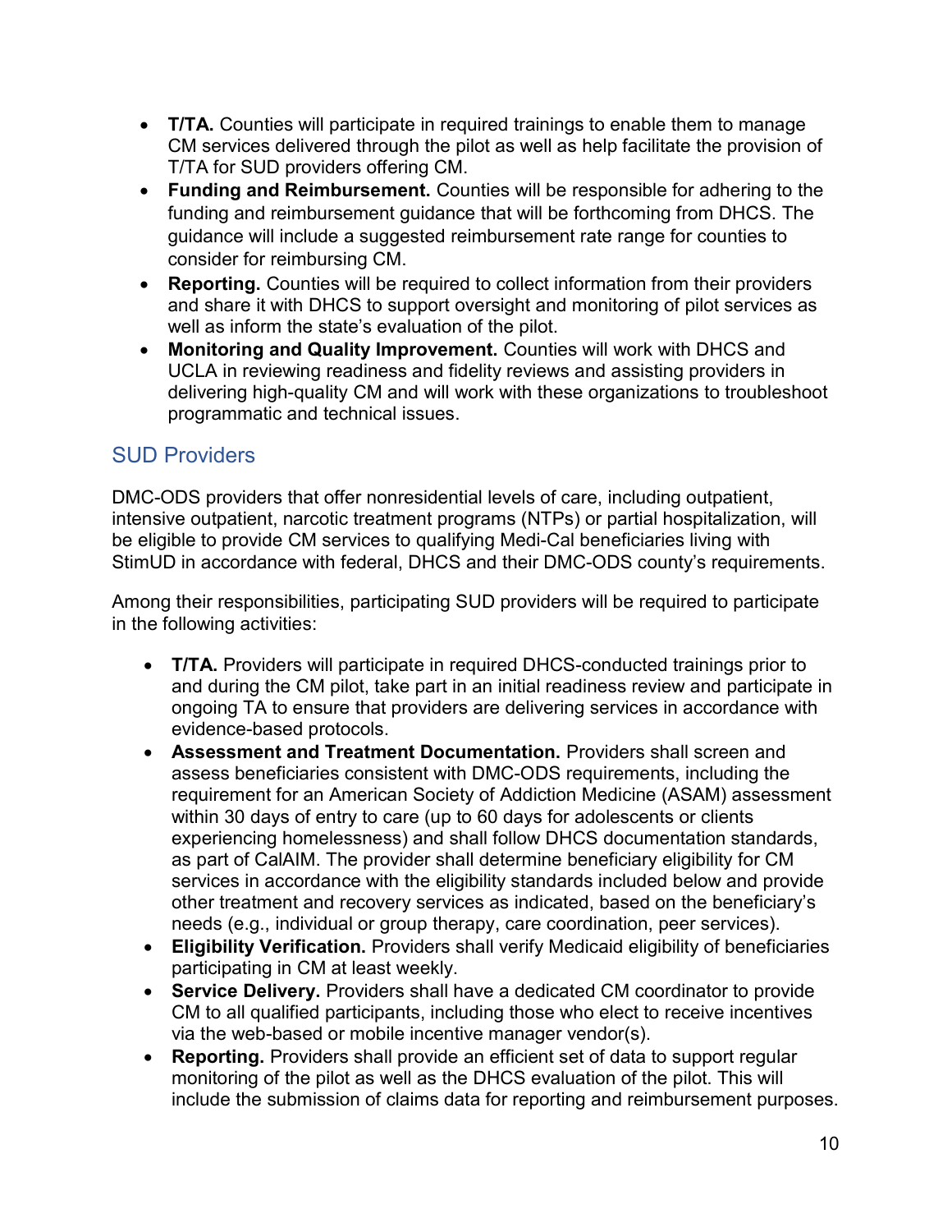- **T/TA.** Counties will participate in required trainings to enable them to manage CM services delivered through the pilot as well as help facilitate the provision of T/TA for SUD providers offering CM.
- **Funding and Reimbursement.** Counties will be responsible for adhering to the funding and reimbursement guidance that will be forthcoming from DHCS. The guidance will include a suggested reimbursement rate range for counties to consider for reimbursing CM.
- **Reporting.** Counties will be required to collect information from their providers and share it with DHCS to support oversight and monitoring of pilot services as well as inform the state's evaluation of the pilot.
- **Monitoring and Quality Improvement.** Counties will work with DHCS and UCLA in reviewing readiness and fidelity reviews and assisting providers in delivering high-quality CM and will work with these organizations to troubleshoot programmatic and technical issues.

## SUD Providers

DMC-ODS providers that offer nonresidential levels of care, including outpatient, intensive outpatient, narcotic treatment programs (NTPs) or partial hospitalization, will be eligible to provide CM services to qualifying Medi-Cal beneficiaries living with StimUD in accordance with federal, DHCS and their DMC-ODS county's requirements.

Among their responsibilities, participating SUD providers will be required to participate in the following activities:

- **T/TA.** Providers will participate in required DHCS-conducted trainings prior to and during the CM pilot, take part in an initial readiness review and participate in ongoing TA to ensure that providers are delivering services in accordance with evidence-based protocols.
- **Assessment and Treatment Documentation.** Providers shall screen and assess beneficiaries consistent with DMC-ODS requirements, including the requirement for an American Society of Addiction Medicine (ASAM) assessment within 30 days of entry to care (up to 60 days for adolescents or clients experiencing homelessness) and shall follow DHCS documentation standards, as part of CalAIM. The provider shall determine beneficiary eligibility for CM services in accordance with the eligibility standards included below and provide other treatment and recovery services as indicated, based on the beneficiary's needs (e.g., individual or group therapy, care coordination, peer services).
- **Eligibility Verification.** Providers shall verify Medicaid eligibility of beneficiaries participating in CM at least weekly.
- **Service Delivery.** Providers shall have a dedicated CM coordinator to provide CM to all qualified participants, including those who elect to receive incentives via the web-based or mobile incentive manager vendor(s).
- **Reporting.** Providers shall provide an efficient set of data to support regular monitoring of the pilot as well as the DHCS evaluation of the pilot. This will include the submission of claims data for reporting and reimbursement purposes.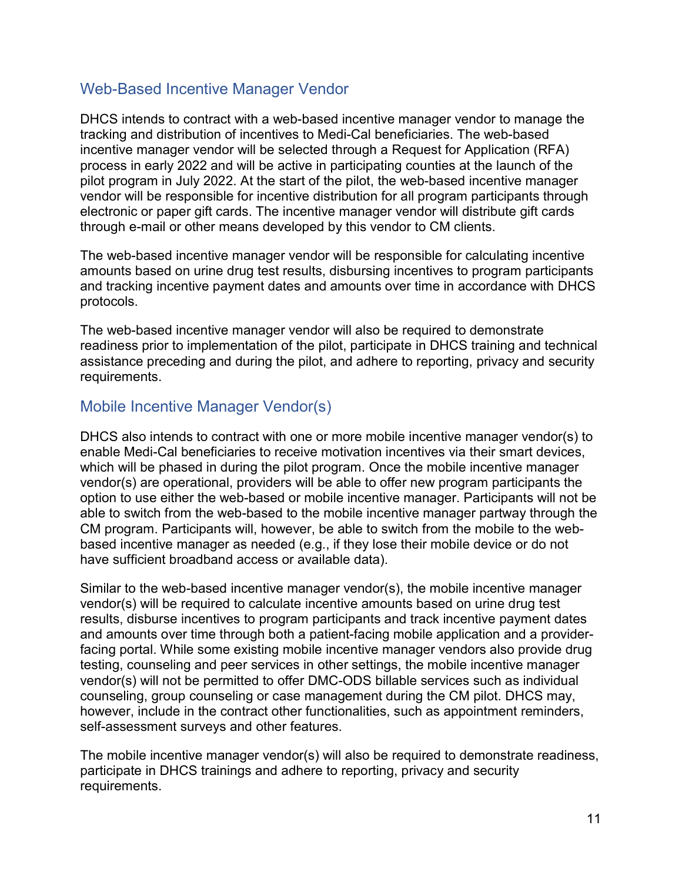## Web-Based Incentive Manager Vendor

DHCS intends to contract with a web-based incentive manager vendor to manage the tracking and distribution of incentives to Medi-Cal beneficiaries. The web-based incentive manager vendor will be selected through a Request for Application (RFA) process in early 2022 and will be active in participating counties at the launch of the pilot program in July 2022. At the start of the pilot, the web-based incentive manager vendor will be responsible for incentive distribution for all program participants through electronic or paper gift cards. The incentive manager vendor will distribute gift cards through e-mail or other means developed by this vendor to CM clients.

The web-based incentive manager vendor will be responsible for calculating incentive amounts based on urine drug test results, disbursing incentives to program participants and tracking incentive payment dates and amounts over time in accordance with DHCS protocols.

The web-based incentive manager vendor will also be required to demonstrate readiness prior to implementation of the pilot, participate in DHCS training and technical assistance preceding and during the pilot, and adhere to reporting, privacy and security requirements.

## Mobile Incentive Manager Vendor(s)

DHCS also intends to contract with one or more mobile incentive manager vendor(s) to enable Medi-Cal beneficiaries to receive motivation incentives via their smart devices, which will be phased in during the pilot program. Once the mobile incentive manager vendor(s) are operational, providers will be able to offer new program participants the option to use either the web-based or mobile incentive manager. Participants will not be able to switch from the web-based to the mobile incentive manager partway through the CM program. Participants will, however, be able to switch from the mobile to the web-based incentive manager as needed (e.g., if they lose their mobile device or do not have sufficient broadband access or available data).

Similar to the web-based incentive manager vendor(s), the mobile incentive manager vendor(s) will be required to calculate incentive amounts based on urine drug test results, disburse incentives to program participants and track incentive payment dates and amounts over time through both a patient-facing mobile application and a provider-facing portal. While some existing mobile incentive manager vendors also provide drug testing, counseling and peer services in other settings, the mobile incentive manager vendor(s) will not be permitted to offer DMC-ODS billable services such as individual counseling, group counseling or case management during the CM pilot. DHCS may, however, include in the contract other functionalities, such as appointment reminders, self-assessment surveys and other features.

The mobile incentive manager vendor(s) will also be required to demonstrate readiness, participate in DHCS trainings and adhere to reporting, privacy and security requirements.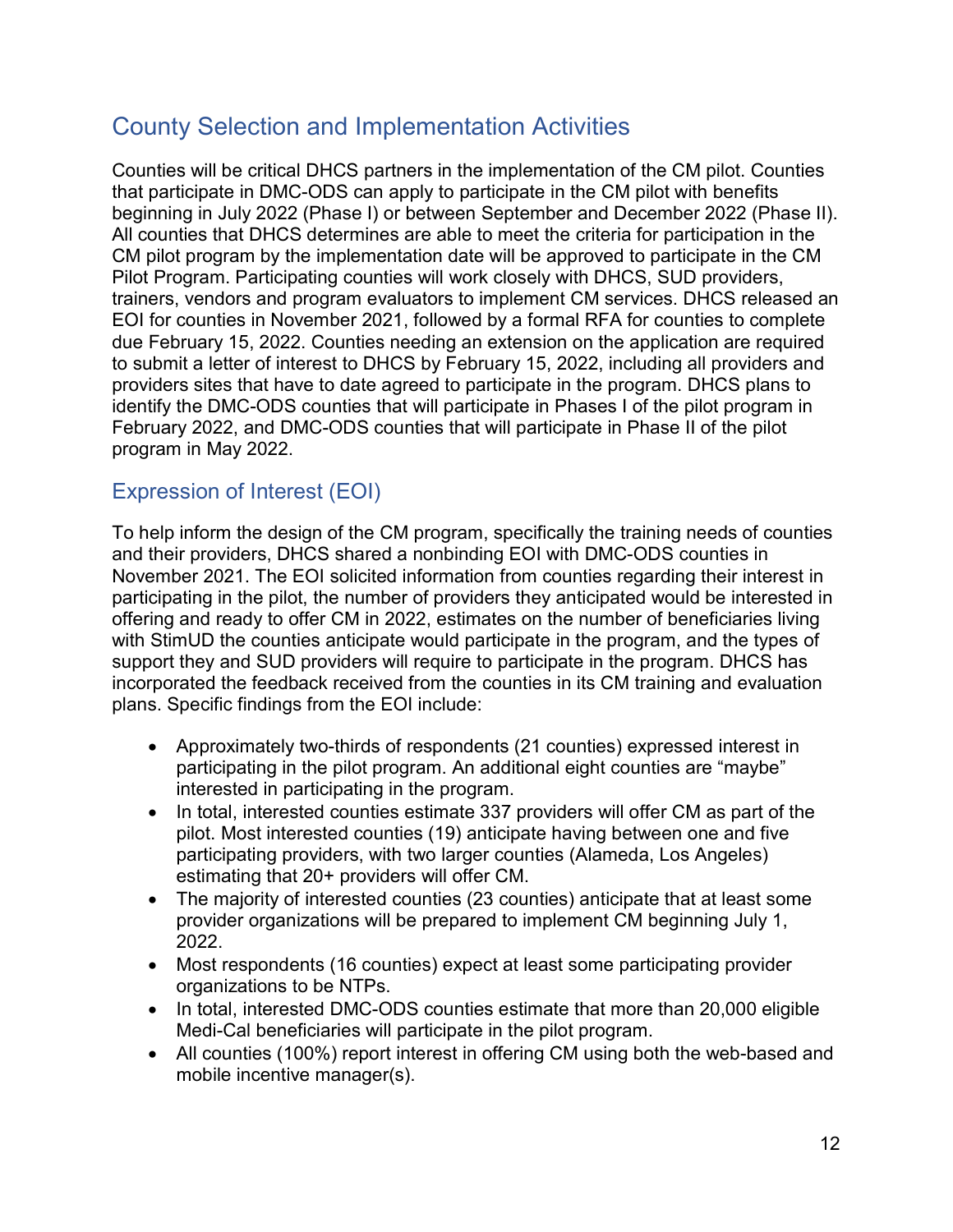## County Selection and Implementation Activities

Counties will be critical DHCS partners in the implementation of the CM pilot. Counties that participate in DMC-ODS can apply to participate in the CM pilot with benefits beginning in July 2022 (Phase I) or between September and December 2022 (Phase II). All counties that DHCS determines are able to meet the criteria for participation in the CM pilot program by the implementation date will be approved to participate in the CM Pilot Program. Participating counties will work closely with DHCS, SUD providers, trainers, vendors and program evaluators to implement CM services. DHCS released an EOI for counties in November 2021, followed by a formal RFA for counties to complete due February 15, 2022. Counties needing an extension on the application are required to submit a letter of interest to DHCS by February 15, 2022, including all providers and providers sites that have to date agreed to participate in the program. DHCS plans to identify the DMC-ODS counties that will participate in Phases I of the pilot program in February 2022, and DMC-ODS counties that will participate in Phase II of the pilot program in May 2022.

### Expression of Interest (EOI)

To help inform the design of the CM program, specifically the training needs of counties and their providers, DHCS shared a nonbinding EOI with DMC-ODS counties in November 2021. The EOI solicited information from counties regarding their interest in participating in the pilot, the number of providers they anticipated would be interested in offering and ready to offer CM in 2022, estimates on the number of beneficiaries living with StimUD the counties anticipate would participate in the program, and the types of support they and SUD providers will require to participate in the program. DHCS has incorporated the feedback received from the counties in its CM training and evaluation plans. Specific findings from the EOI include:

- Approximately two-thirds of respondents (21 counties) expressed interest in participating in the pilot program. An additional eight counties are "maybe" interested in participating in the program.
- In total, interested counties estimate 337 providers will offer CM as part of the pilot. Most interested counties (19) anticipate having between one and five participating providers, with two larger counties (Alameda, Los Angeles) estimating that 20+ providers will offer CM.
- The majority of interested counties (23 counties) anticipate that at least some provider organizations will be prepared to implement CM beginning July 1, 2022.
- Most respondents (16 counties) expect at least some participating provider organizations to be NTPs.
- In total, interested DMC-ODS counties estimate that more than 20,000 eligible Medi-Cal beneficiaries will participate in the pilot program.
- All counties (100%) report interest in offering CM using both the web-based and mobile incentive manager(s).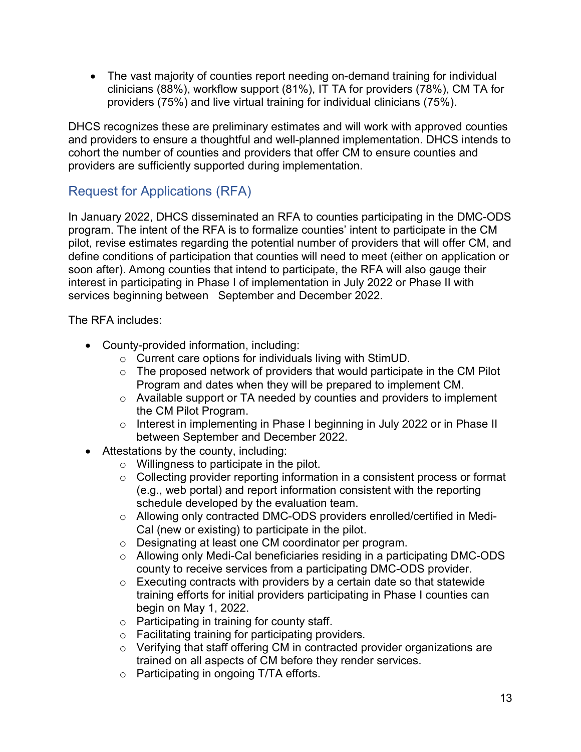- The vast majority of counties report needing on-demand training for individual clinicians (88%), workflow support (81%), IT TA for providers (78%), CM TA for providers (75%) and live virtual training for individual clinicians (75%).

DHCS recognizes these are preliminary estimates and will work with approved counties and providers to ensure a thoughtful and well-planned implementation. DHCS intends to cohort the number of counties and providers that offer CM to ensure counties and providers are sufficiently supported during implementation.

## Request for Applications (RFA)

In January 2022, DHCS disseminated an RFA to counties participating in the DMC-ODS program. The intent of the RFA is to formalize counties' intent to participate in the CM pilot, revise estimates regarding the potential number of providers that will offer CM, and define conditions of participation that counties will need to meet (either on application or soon after). Among counties that intend to participate, the RFA will also gauge their interest in participating in Phase I of implementation in July 2022 or Phase II with services beginning between September and December 2022.

The RFA includes:

- County-provided information, including:
  - Current care options for individuals living with StimUD.
  - The proposed network of providers that would participate in the CM Pilot Program and dates when they will be prepared to implement CM.
  - Available support or TA needed by counties and providers to implement the CM Pilot Program.
  - Interest in implementing in Phase I beginning in July 2022 or in Phase II between September and December 2022.
- Attestations by the county, including:
  - Willingness to participate in the pilot.
  - Collecting provider reporting information in a consistent process or format (e.g., web portal) and report information consistent with the reporting schedule developed by the evaluation team.
  - Allowing only contracted DMC-ODS providers enrolled/certified in Medi-Cal (new or existing) to participate in the pilot.
  - Designating at least one CM coordinator per program.
  - Allowing only Medi-Cal beneficiaries residing in a participating DMC-ODS county to receive services from a participating DMC-ODS provider.
  - Executing contracts with providers by a certain date so that statewide training efforts for initial providers participating in Phase I counties can begin on May 1, 2022.
  - Participating in training for county staff.
  - Facilitating training for participating providers.
  - Verifying that staff offering CM in contracted provider organizations are trained on all aspects of CM before they render services.
  - Participating in ongoing T/TA efforts.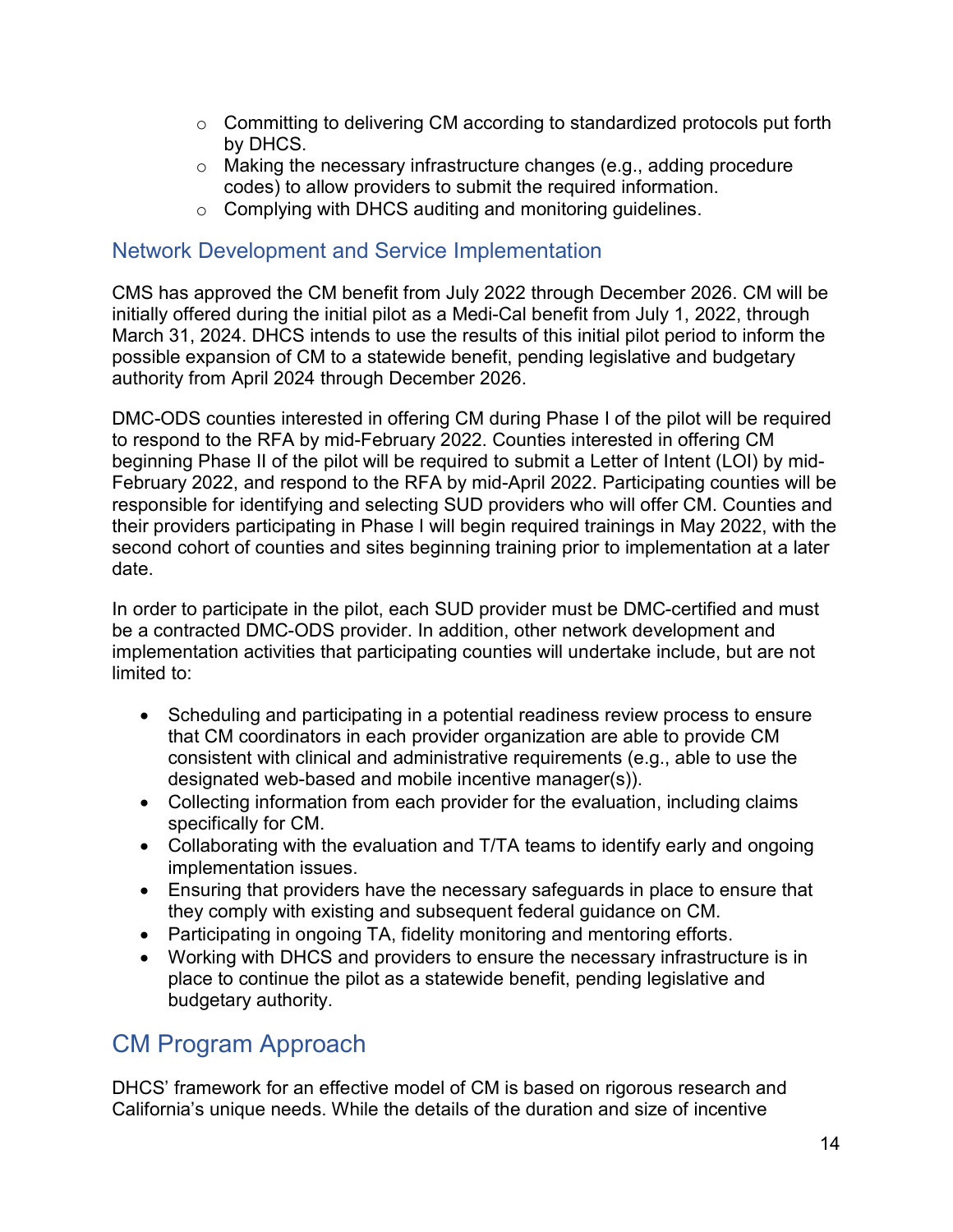- Committing to delivering CM according to standardized protocols put forth by DHCS.
   - Making the necessary infrastructure changes (e.g., adding procedure codes) to allow providers to submit the required information.
   - Complying with DHCS auditing and monitoring guidelines.

## Network Development and Service Implementation

CMS has approved the CM benefit from July 2022 through December 2026. CM will be initially offered during the initial pilot as a Medi-Cal benefit from July 1, 2022, through March 31, 2024. DHCS intends to use the results of this initial pilot period to inform the possible expansion of CM to a statewide benefit, pending legislative and budgetary authority from April 2024 through December 2026.

DMC-ODS counties interested in offering CM during Phase I of the pilot will be required to respond to the RFA by mid-February 2022. Counties interested in offering CM beginning Phase II of the pilot will be required to submit a Letter of Intent (LOI) by mid-February 2022, and respond to the RFA by mid-April 2022. Participating counties will be responsible for identifying and selecting SUD providers who will offer CM. Counties and their providers participating in Phase I will begin required trainings in May 2022, with the second cohort of counties and sites beginning training prior to implementation at a later date.

In order to participate in the pilot, each SUD provider must be DMC-certified and must be a contracted DMC-ODS provider. In addition, other network development and implementation activities that participating counties will undertake include, but are not limited to:

- Scheduling and participating in a potential readiness review process to ensure that CM coordinators in each provider organization are able to provide CM consistent with clinical and administrative requirements (e.g., able to use the designated web-based and mobile incentive manager(s)).
- Collecting information from each provider for the evaluation, including claims specifically for CM.
- Collaborating with the evaluation and T/TA teams to identify early and ongoing implementation issues.
- Ensuring that providers have the necessary safeguards in place to ensure that they comply with existing and subsequent federal guidance on CM.
- Participating in ongoing TA, fidelity monitoring and mentoring efforts.
- Working with DHCS and providers to ensure the necessary infrastructure is in place to continue the pilot as a statewide benefit, pending legislative and budgetary authority.

# CM Program Approach

DHCS' framework for an effective model of CM is based on rigorous research and California's unique needs. While the details of the duration and size of incentive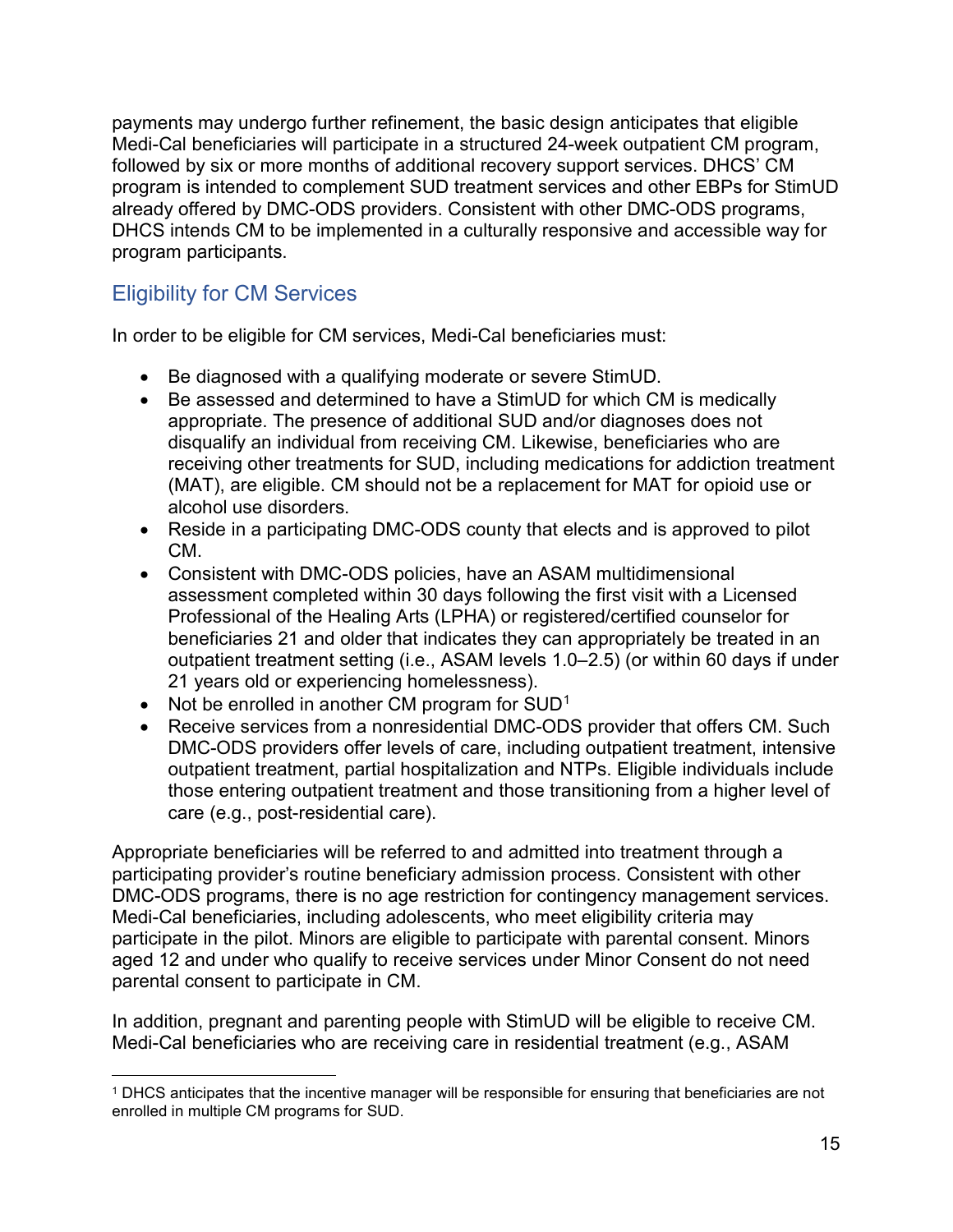payments may undergo further refinement, the basic design anticipates that eligible Medi-Cal beneficiaries will participate in a structured 24-week outpatient CM program, followed by six or more months of additional recovery support services. DHCS' CM program is intended to complement SUD treatment services and other EBPs for StimUD already offered by DMC-ODS providers. Consistent with other DMC-ODS programs, DHCS intends CM to be implemented in a culturally responsive and accessible way for program participants.

## Eligibility for CM Services

In order to be eligible for CM services, Medi-Cal beneficiaries must:

- Be diagnosed with a qualifying moderate or severe StimUD.
- Be assessed and determined to have a StimUD for which CM is medically appropriate. The presence of additional SUD and/or diagnoses does not disqualify an individual from receiving CM. Likewise, beneficiaries who are receiving other treatments for SUD, including medications for addiction treatment (MAT), are eligible. CM should not be a replacement for MAT for opioid use or alcohol use disorders.
- Reside in a participating DMC-ODS county that elects and is approved to pilot CM.
- Consistent with DMC-ODS policies, have an ASAM multidimensional assessment completed within 30 days following the first visit with a Licensed Professional of the Healing Arts (LPHA) or registered/certified counselor for beneficiaries 21 and older that indicates they can appropriately be treated in an outpatient treatment setting (i.e., ASAM levels 1.0–2.5) (or within 60 days if under 21 years old or experiencing homelessness).
- Not be enrolled in another CM program for SUD[1]
- Receive services from a nonresidential DMC-ODS provider that offers CM. Such DMC-ODS providers offer levels of care, including outpatient treatment, intensive outpatient treatment, partial hospitalization and NTPs. Eligible individuals include those entering outpatient treatment and those transitioning from a higher level of care (e.g., post-residential care).

Appropriate beneficiaries will be referred to and admitted into treatment through a participating provider's routine beneficiary admission process. Consistent with other DMC-ODS programs, there is no age restriction for contingency management services. Medi-Cal beneficiaries, including adolescents, who meet eligibility criteria may participate in the pilot. Minors are eligible to participate with parental consent. Minors aged 12 and under who qualify to receive services under Minor Consent do not need parental consent to participate in CM.

In addition, pregnant and parenting people with StimUD will be eligible to receive CM. Medi-Cal beneficiaries who are receiving care in residential treatment (e.g., ASAM

[1] DHCS anticipates that the incentive manager will be responsible for ensuring that beneficiaries are not enrolled in multiple CM programs for SUD.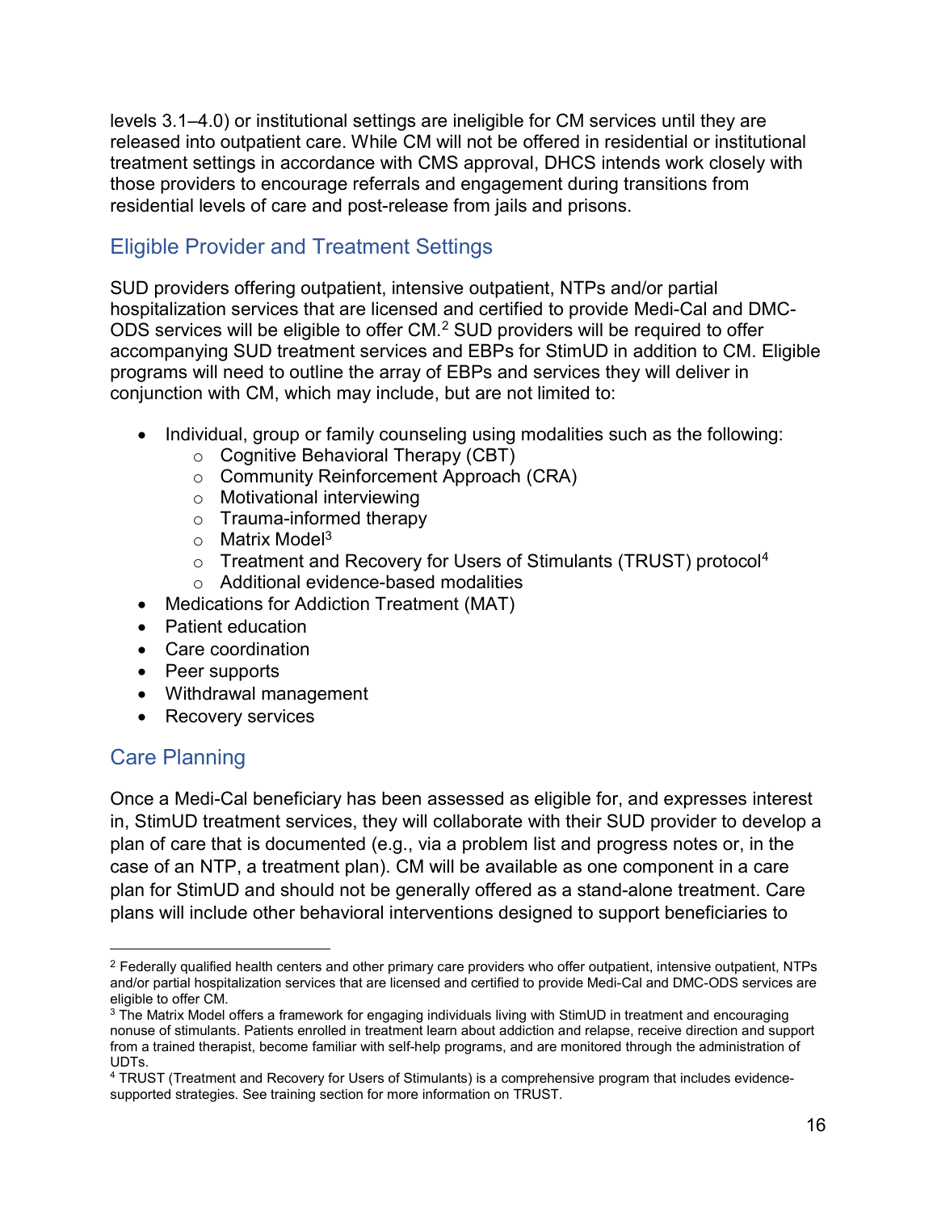levels 3.1–4.0) or institutional settings are ineligible for CM services until they are released into outpatient care. While CM will not be offered in residential or institutional treatment settings in accordance with CMS approval, DHCS intends work closely with those providers to encourage referrals and engagement during transitions from residential levels of care and post-release from jails and prisons.

## Eligible Provider and Treatment Settings

SUD providers offering outpatient, intensive outpatient, NTPs and/or partial hospitalization services that are licensed and certified to provide Medi-Cal and DMC-ODS services will be eligible to offer CM.[2] SUD providers will be required to offer accompanying SUD treatment services and EBPs for StimUD in addition to CM. Eligible programs will need to outline the array of EBPs and services they will deliver in conjunction with CM, which may include, but are not limited to:

- Individual, group or family counseling using modalities such as the following:
  - Cognitive Behavioral Therapy (CBT)
  - Community Reinforcement Approach (CRA)
  - Motivational interviewing
  - Trauma-informed therapy
  - Matrix Model[3]
  - Treatment and Recovery for Users of Stimulants (TRUST) protocol[4]
  - Additional evidence-based modalities
- Medications for Addiction Treatment (MAT)
- Patient education
- Care coordination
- Peer supports
- Withdrawal management
- Recovery services

## Care Planning

Once a Medi-Cal beneficiary has been assessed as eligible for, and expresses interest in, StimUD treatment services, they will collaborate with their SUD provider to develop a plan of care that is documented (e.g., via a problem list and progress notes or, in the case of an NTP, a treatment plan). CM will be available as one component in a care plan for StimUD and should not be generally offered as a stand-alone treatment. Care plans will include other behavioral interventions designed to support beneficiaries to

---

[2] Federally qualified health centers and other primary care providers who offer outpatient, intensive outpatient, NTPs and/or partial hospitalization services that are licensed and certified to provide Medi-Cal and DMC-ODS services are eligible to offer CM.

[3] The Matrix Model offers a framework for engaging individuals living with StimUD in treatment and encouraging nonuse of stimulants. Patients enrolled in treatment learn about addiction and relapse, receive direction and support from a trained therapist, become familiar with self-help programs, and are monitored through the administration of UDTs.

[4] TRUST (Treatment and Recovery for Users of Stimulants) is a comprehensive program that includes evidence-supported strategies. See training section for more information on TRUST.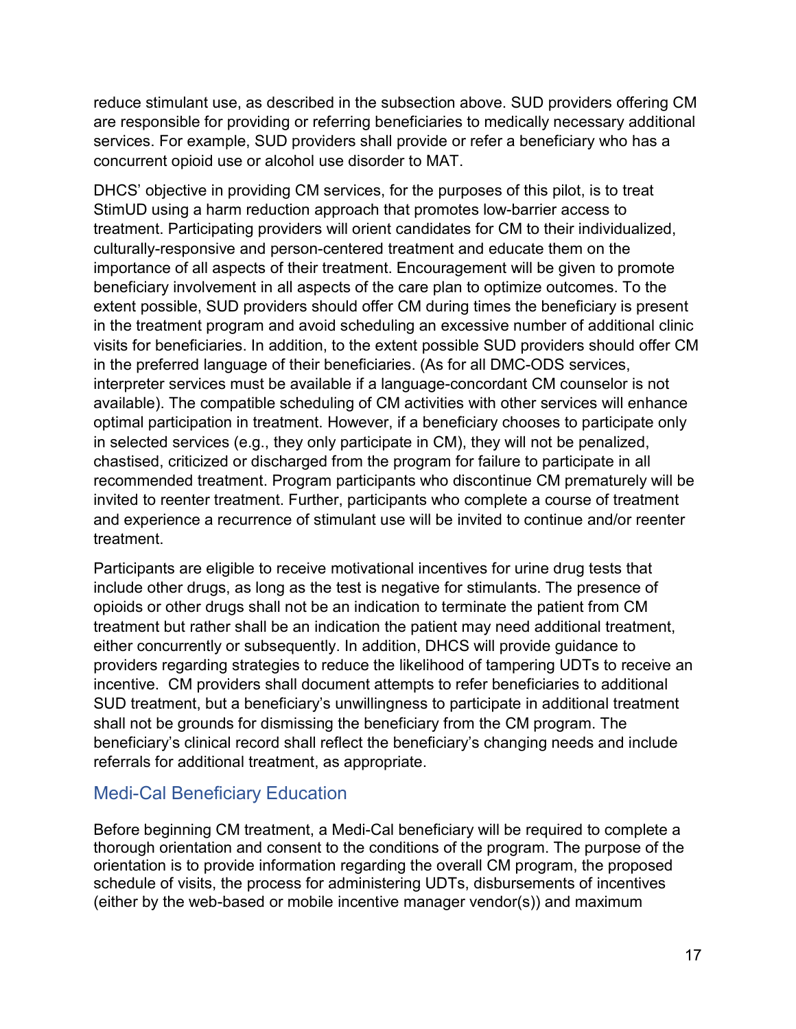reduce stimulant use, as described in the subsection above. SUD providers offering CM are responsible for providing or referring beneficiaries to medically necessary additional services. For example, SUD providers shall provide or refer a beneficiary who has a concurrent opioid use or alcohol use disorder to MAT.

DHCS' objective in providing CM services, for the purposes of this pilot, is to treat StimUD using a harm reduction approach that promotes low-barrier access to treatment. Participating providers will orient candidates for CM to their individualized, culturally-responsive and person-centered treatment and educate them on the importance of all aspects of their treatment. Encouragement will be given to promote beneficiary involvement in all aspects of the care plan to optimize outcomes. To the extent possible, SUD providers should offer CM during times the beneficiary is present in the treatment program and avoid scheduling an excessive number of additional clinic visits for beneficiaries. In addition, to the extent possible SUD providers should offer CM in the preferred language of their beneficiaries. (As for all DMC-ODS services, interpreter services must be available if a language-concordant CM counselor is not available). The compatible scheduling of CM activities with other services will enhance optimal participation in treatment. However, if a beneficiary chooses to participate only in selected services (e.g., they only participate in CM), they will not be penalized, chastised, criticized or discharged from the program for failure to participate in all recommended treatment. Program participants who discontinue CM prematurely will be invited to reenter treatment. Further, participants who complete a course of treatment and experience a recurrence of stimulant use will be invited to continue and/or reenter treatment.

Participants are eligible to receive motivational incentives for urine drug tests that include other drugs, as long as the test is negative for stimulants. The presence of opioids or other drugs shall not be an indication to terminate the patient from CM treatment but rather shall be an indication the patient may need additional treatment, either concurrently or subsequently. In addition, DHCS will provide guidance to providers regarding strategies to reduce the likelihood of tampering UDTs to receive an incentive. CM providers shall document attempts to refer beneficiaries to additional SUD treatment, but a beneficiary's unwillingness to participate in additional treatment shall not be grounds for dismissing the beneficiary from the CM program. The beneficiary's clinical record shall reflect the beneficiary's changing needs and include referrals for additional treatment, as appropriate.

## Medi-Cal Beneficiary Education

Before beginning CM treatment, a Medi-Cal beneficiary will be required to complete a thorough orientation and consent to the conditions of the program. The purpose of the orientation is to provide information regarding the overall CM program, the proposed schedule of visits, the process for administering UDTs, disbursements of incentives (either by the web-based or mobile incentive manager vendor(s)) and maximum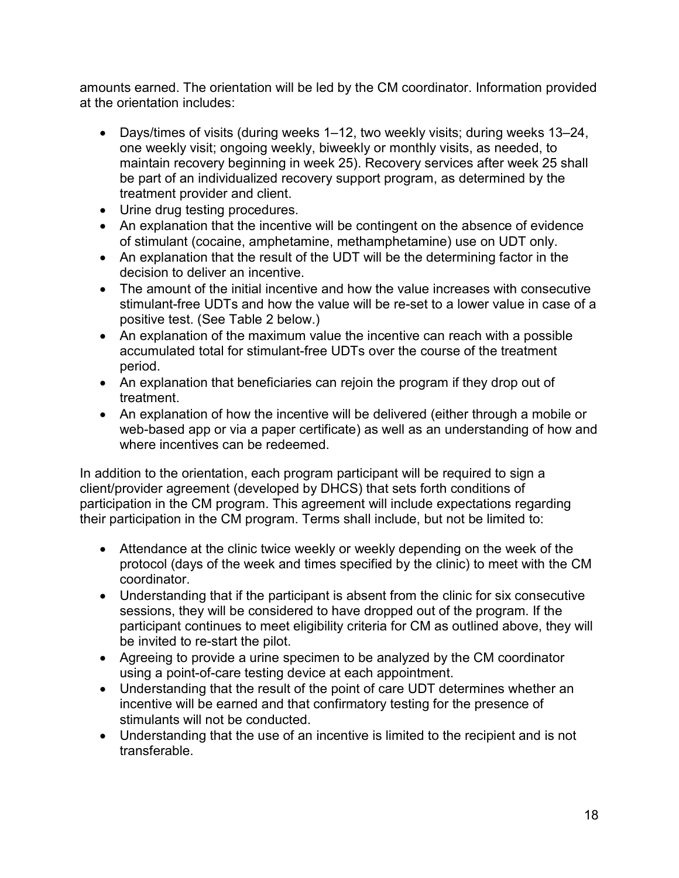amounts earned. The orientation will be led by the CM coordinator. Information provided at the orientation includes:

- Days/times of visits (during weeks 1–12, two weekly visits; during weeks 13–24, one weekly visit; ongoing weekly, biweekly or monthly visits, as needed, to maintain recovery beginning in week 25). Recovery services after week 25 shall be part of an individualized recovery support program, as determined by the treatment provider and client.
- Urine drug testing procedures.
- An explanation that the incentive will be contingent on the absence of evidence of stimulant (cocaine, amphetamine, methamphetamine) use on UDT only.
- An explanation that the result of the UDT will be the determining factor in the decision to deliver an incentive.
- The amount of the initial incentive and how the value increases with consecutive stimulant-free UDTs and how the value will be re-set to a lower value in case of a positive test. (See Table 2 below.)
- An explanation of the maximum value the incentive can reach with a possible accumulated total for stimulant-free UDTs over the course of the treatment period.
- An explanation that beneficiaries can rejoin the program if they drop out of treatment.
- An explanation of how the incentive will be delivered (either through a mobile or web-based app or via a paper certificate) as well as an understanding of how and where incentives can be redeemed.

In addition to the orientation, each program participant will be required to sign a client/provider agreement (developed by DHCS) that sets forth conditions of participation in the CM program. This agreement will include expectations regarding their participation in the CM program. Terms shall include, but not be limited to:

- Attendance at the clinic twice weekly or weekly depending on the week of the protocol (days of the week and times specified by the clinic) to meet with the CM coordinator.
- Understanding that if the participant is absent from the clinic for six consecutive sessions, they will be considered to have dropped out of the program. If the participant continues to meet eligibility criteria for CM as outlined above, they will be invited to re-start the pilot.
- Agreeing to provide a urine specimen to be analyzed by the CM coordinator using a point-of-care testing device at each appointment.
- Understanding that the result of the point of care UDT determines whether an incentive will be earned and that confirmatory testing for the presence of stimulants will not be conducted.
- Understanding that the use of an incentive is limited to the recipient and is not transferable.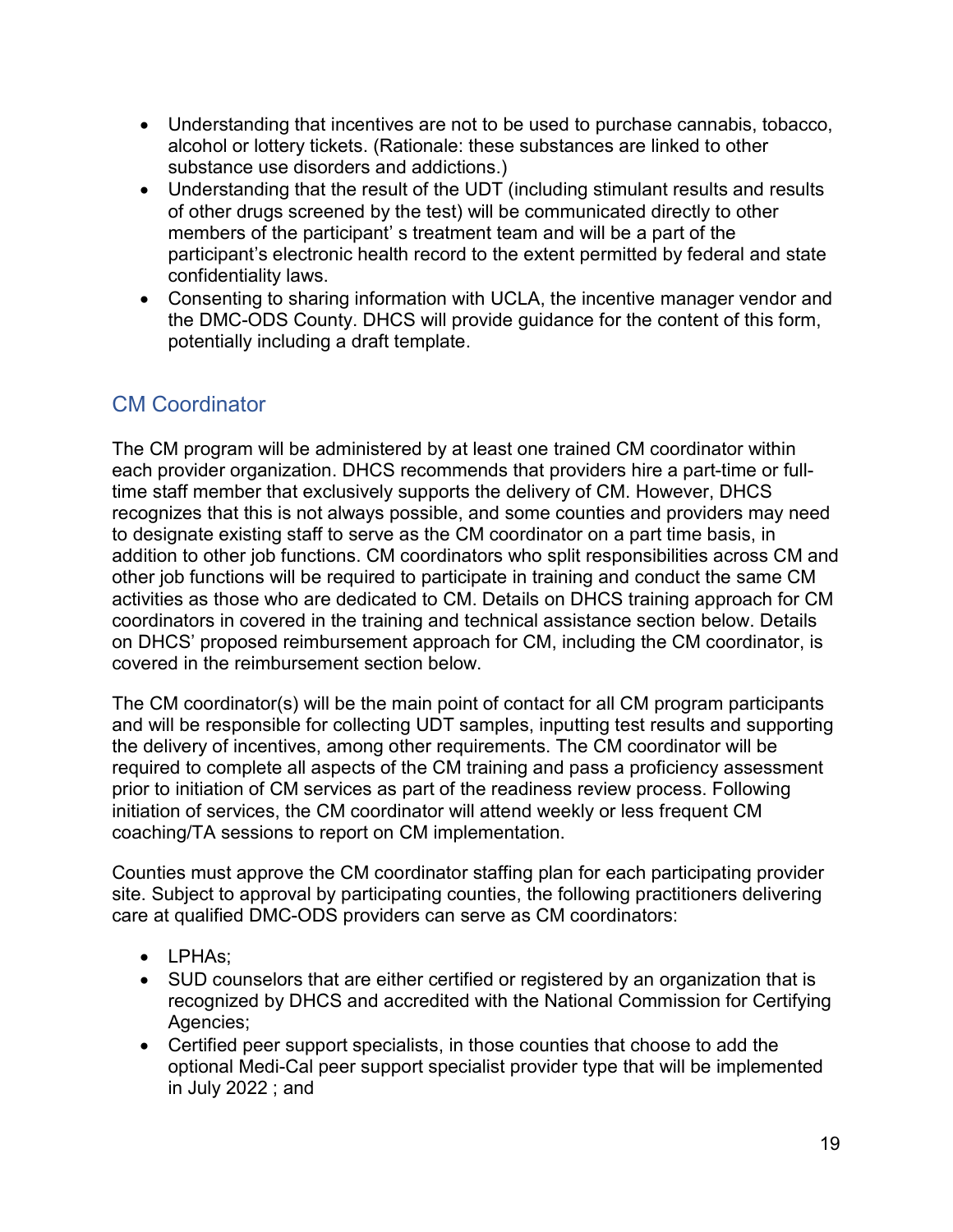- Understanding that incentives are not to be used to purchase cannabis, tobacco, alcohol or lottery tickets. (Rationale: these substances are linked to other substance use disorders and addictions.)
- Understanding that the result of the UDT (including stimulant results and results of other drugs screened by the test) will be communicated directly to other members of the participant' s treatment team and will be a part of the participant's electronic health record to the extent permitted by federal and state confidentiality laws.
- Consenting to sharing information with UCLA, the incentive manager vendor and the DMC-ODS County. DHCS will provide guidance for the content of this form, potentially including a draft template.

## CM Coordinator

The CM program will be administered by at least one trained CM coordinator within each provider organization. DHCS recommends that providers hire a part-time or full-time staff member that exclusively supports the delivery of CM. However, DHCS recognizes that this is not always possible, and some counties and providers may need to designate existing staff to serve as the CM coordinator on a part time basis, in addition to other job functions. CM coordinators who split responsibilities across CM and other job functions will be required to participate in training and conduct the same CM activities as those who are dedicated to CM. Details on DHCS training approach for CM coordinators in covered in the training and technical assistance section below. Details on DHCS' proposed reimbursement approach for CM, including the CM coordinator, is covered in the reimbursement section below.

The CM coordinator(s) will be the main point of contact for all CM program participants and will be responsible for collecting UDT samples, inputting test results and supporting the delivery of incentives, among other requirements. The CM coordinator will be required to complete all aspects of the CM training and pass a proficiency assessment prior to initiation of CM services as part of the readiness review process. Following initiation of services, the CM coordinator will attend weekly or less frequent CM coaching/TA sessions to report on CM implementation.

Counties must approve the CM coordinator staffing plan for each participating provider site. Subject to approval by participating counties, the following practitioners delivering care at qualified DMC-ODS providers can serve as CM coordinators:

- LPHAs;
- SUD counselors that are either certified or registered by an organization that is recognized by DHCS and accredited with the National Commission for Certifying Agencies;
- Certified peer support specialists, in those counties that choose to add the optional Medi-Cal peer support specialist provider type that will be implemented in July 2022 ; and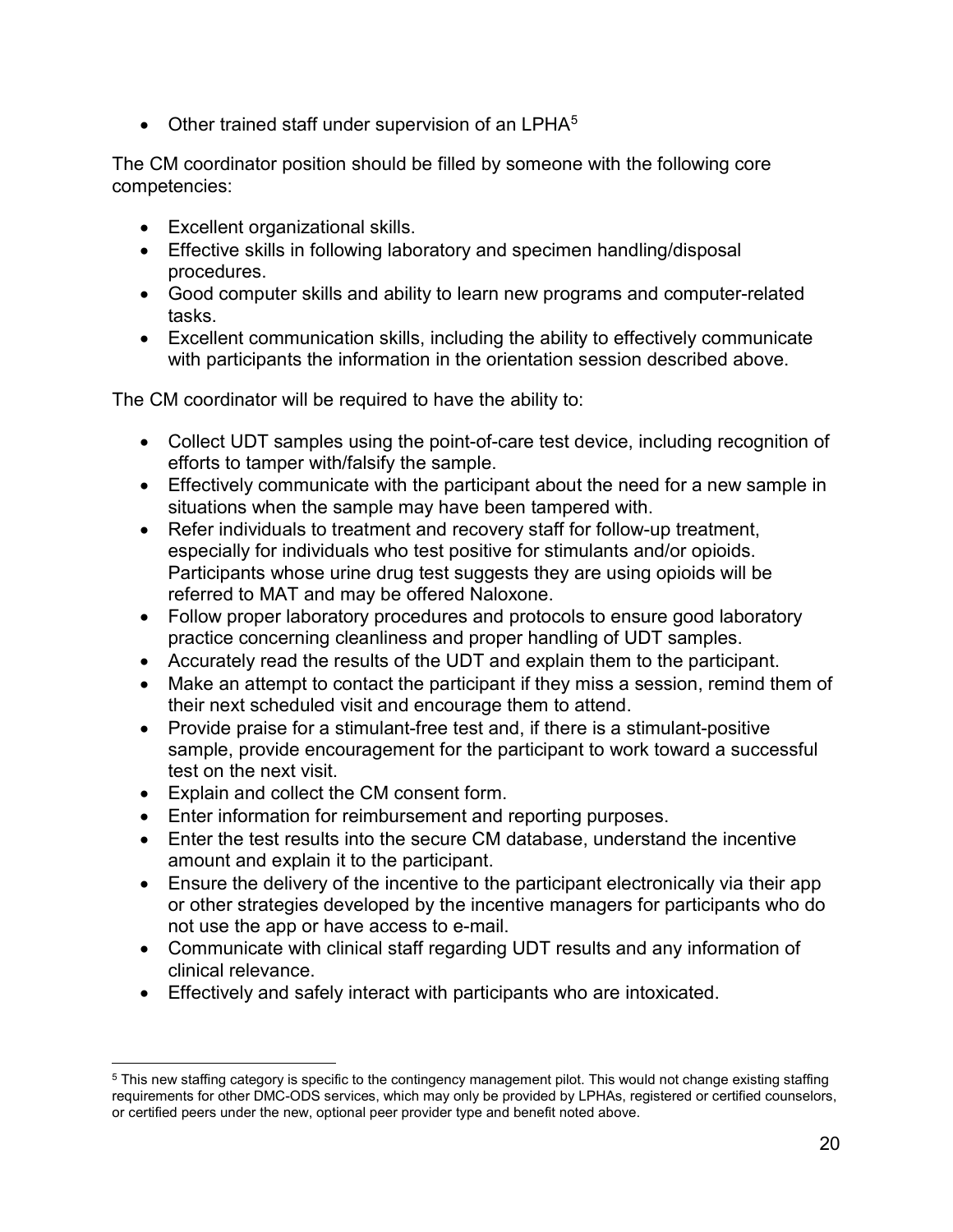- Other trained staff under supervision of an LPHA[5]

The CM coordinator position should be filled by someone with the following core competencies:

- Excellent organizational skills.
- Effective skills in following laboratory and specimen handling/disposal procedures.
- Good computer skills and ability to learn new programs and computer-related tasks.
- Excellent communication skills, including the ability to effectively communicate with participants the information in the orientation session described above.

The CM coordinator will be required to have the ability to:

- Collect UDT samples using the point-of-care test device, including recognition of efforts to tamper with/falsify the sample.
- Effectively communicate with the participant about the need for a new sample in situations when the sample may have been tampered with.
- Refer individuals to treatment and recovery staff for follow-up treatment, especially for individuals who test positive for stimulants and/or opioids. Participants whose urine drug test suggests they are using opioids will be referred to MAT and may be offered Naloxone.
- Follow proper laboratory procedures and protocols to ensure good laboratory practice concerning cleanliness and proper handling of UDT samples.
- Accurately read the results of the UDT and explain them to the participant.
- Make an attempt to contact the participant if they miss a session, remind them of their next scheduled visit and encourage them to attend.
- Provide praise for a stimulant-free test and, if there is a stimulant-positive sample, provide encouragement for the participant to work toward a successful test on the next visit.
- Explain and collect the CM consent form.
- Enter information for reimbursement and reporting purposes.
- Enter the test results into the secure CM database, understand the incentive amount and explain it to the participant.
- Ensure the delivery of the incentive to the participant electronically via their app or other strategies developed by the incentive managers for participants who do not use the app or have access to e-mail.
- Communicate with clinical staff regarding UDT results and any information of clinical relevance.
- Effectively and safely interact with participants who are intoxicated.

---

[5] This new staffing category is specific to the contingency management pilot. This would not change existing staffing requirements for other DMC-ODS services, which may only be provided by LPHAs, registered or certified counselors, or certified peers under the new, optional peer provider type and benefit noted above.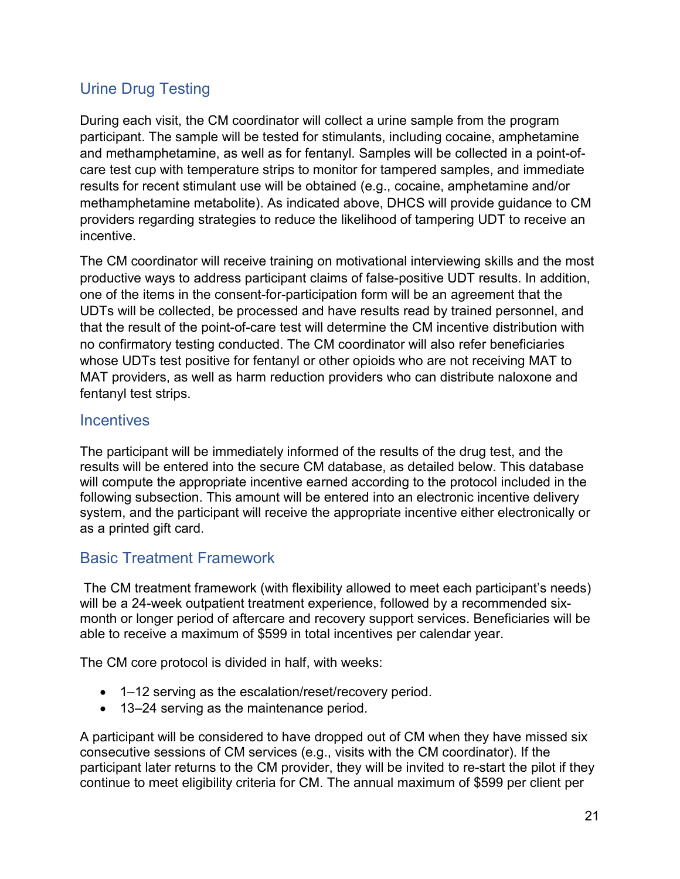## Urine Drug Testing

During each visit, the CM coordinator will collect a urine sample from the program participant. The sample will be tested for stimulants, including cocaine, amphetamine and methamphetamine, as well as for fentanyl. Samples will be collected in a point-of-care test cup with temperature strips to monitor for tampered samples, and immediate results for recent stimulant use will be obtained (e.g., cocaine, amphetamine and/or methamphetamine metabolite). As indicated above, DHCS will provide guidance to CM providers regarding strategies to reduce the likelihood of tampering UDT to receive an incentive.

The CM coordinator will receive training on motivational interviewing skills and the most productive ways to address participant claims of false-positive UDT results. In addition, one of the items in the consent-for-participation form will be an agreement that the UDTs will be collected, be processed and have results read by trained personnel, and that the result of the point-of-care test will determine the CM incentive distribution with no confirmatory testing conducted. The CM coordinator will also refer beneficiaries whose UDTs test positive for fentanyl or other opioids who are not receiving MAT to MAT providers, as well as harm reduction providers who can distribute naloxone and fentanyl test strips.

## Incentives

The participant will be immediately informed of the results of the drug test, and the results will be entered into the secure CM database, as detailed below. This database will compute the appropriate incentive earned according to the protocol included in the following subsection. This amount will be entered into an electronic incentive delivery system, and the participant will receive the appropriate incentive either electronically or as a printed gift card.

## Basic Treatment Framework

The CM treatment framework (with flexibility allowed to meet each participant's needs) will be a 24-week outpatient treatment experience, followed by a recommended six-month or longer period of aftercare and recovery support services. Beneficiaries will be able to receive a maximum of $599 in total incentives per calendar year.

The CM core protocol is divided in half, with weeks:

- 1–12 serving as the escalation/reset/recovery period.
- 13–24 serving as the maintenance period.

A participant will be considered to have dropped out of CM when they have missed six consecutive sessions of CM services (e.g., visits with the CM coordinator). If the participant later returns to the CM provider, they will be invited to re-start the pilot if they continue to meet eligibility criteria for CM. The annual maximum of $599 per client per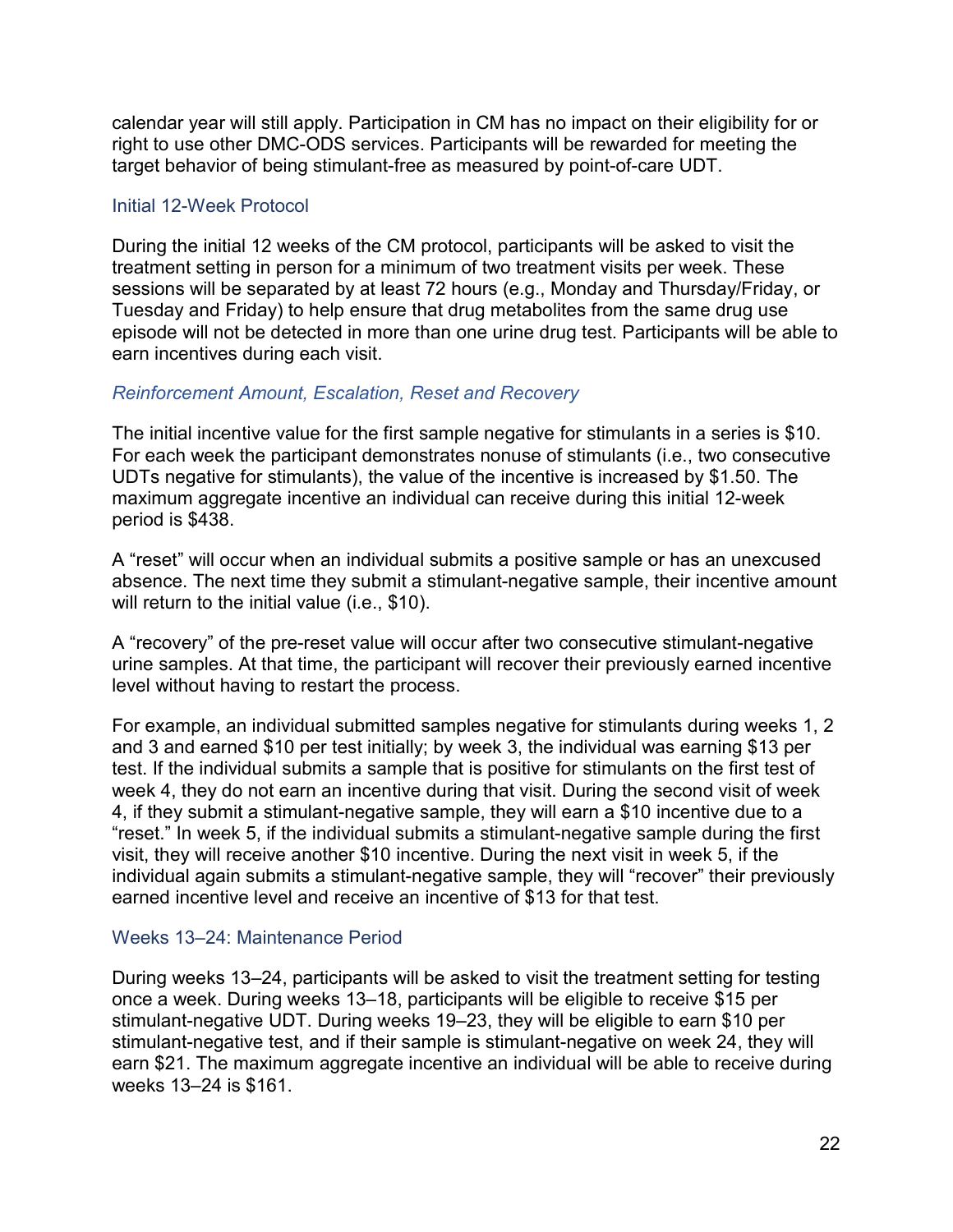calendar year will still apply. Participation in CM has no impact on their eligibility for or right to use other DMC-ODS services. Participants will be rewarded for meeting the target behavior of being stimulant-free as measured by point-of-care UDT.

### Initial 12-Week Protocol

During the initial 12 weeks of the CM protocol, participants will be asked to visit the treatment setting in person for a minimum of two treatment visits per week. These sessions will be separated by at least 72 hours (e.g., Monday and Thursday/Friday, or Tuesday and Friday) to help ensure that drug metabolites from the same drug use episode will not be detected in more than one urine drug test. Participants will be able to earn incentives during each visit.

#### *Reinforcement Amount, Escalation, Reset and Recovery*

The initial incentive value for the first sample negative for stimulants in a series is $10. For each week the participant demonstrates nonuse of stimulants (i.e., two consecutive UDTs negative for stimulants), the value of the incentive is increased by $1.50. The maximum aggregate incentive an individual can receive during this initial 12-week period is $438.

A "reset" will occur when an individual submits a positive sample or has an unexcused absence. The next time they submit a stimulant-negative sample, their incentive amount will return to the initial value (i.e., $10).

A "recovery" of the pre-reset value will occur after two consecutive stimulant-negative urine samples. At that time, the participant will recover their previously earned incentive level without having to restart the process.

For example, an individual submitted samples negative for stimulants during weeks 1, 2 and 3 and earned $10 per test initially; by week 3, the individual was earning $13 per test. If the individual submits a sample that is positive for stimulants on the first test of week 4, they do not earn an incentive during that visit. During the second visit of week 4, if they submit a stimulant-negative sample, they will earn a $10 incentive due to a "reset." In week 5, if the individual submits a stimulant-negative sample during the first visit, they will receive another $10 incentive. During the next visit in week 5, if the individual again submits a stimulant-negative sample, they will "recover" their previously earned incentive level and receive an incentive of $13 for that test.

### Weeks 13–24: Maintenance Period

During weeks 13–24, participants will be asked to visit the treatment setting for testing once a week. During weeks 13–18, participants will be eligible to receive $15 per stimulant-negative UDT. During weeks 19–23, they will be eligible to earn $10 per stimulant-negative test, and if their sample is stimulant-negative on week 24, they will earn $21. The maximum aggregate incentive an individual will be able to receive during weeks 13–24 is $161.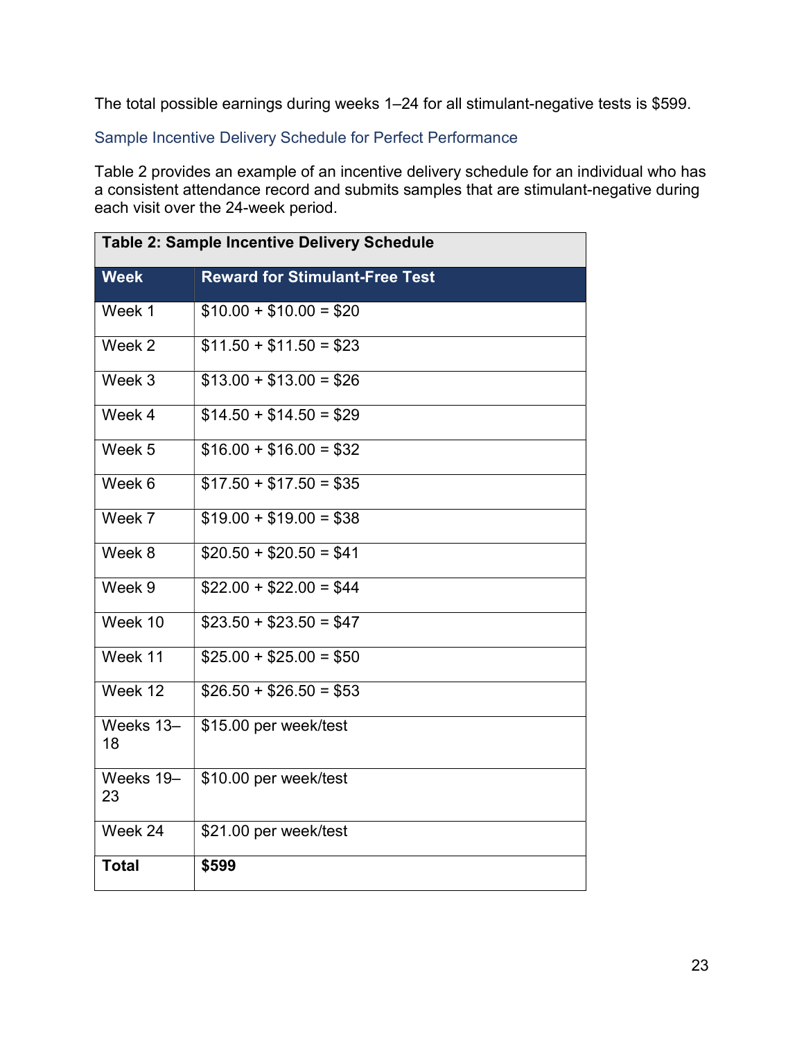The total possible earnings during weeks 1–24 for all stimulant-negative tests is $599.

### Sample Incentive Delivery Schedule for Perfect Performance

Table 2 provides an example of an incentive delivery schedule for an individual who has a consistent attendance record and submits samples that are stimulant-negative during each visit over the 24-week period.

**Table 2: Sample Incentive Delivery Schedule**

| Week | Reward for Stimulant-Free Test |
|---|---|
| Week 1 | $10.00 + $10.00 = $20 |
| Week 2 | $11.50 + $11.50 = $23 |
| Week 3 | $13.00 + $13.00 = $26 |
| Week 4 | $14.50 + $14.50 = $29 |
| Week 5 | $16.00 + $16.00 = $32 |
| Week 6 | $17.50 + $17.50 = $35 |
| Week 7 | $19.00 + $19.00 = $38 |
| Week 8 | $20.50 + $20.50 = $41 |
| Week 9 | $22.00 + $22.00 = $44 |
| Week 10 | $23.50 + $23.50 = $47 |
| Week 11 | $25.00 + $25.00 = $50 |
| Week 12 | $26.50 + $26.50 = $53 |
| Weeks 13–18 | $15.00 per week/test |
| Weeks 19–23 | $10.00 per week/test |
| Week 24 | $21.00 per week/test |
| **Total** | **$599** |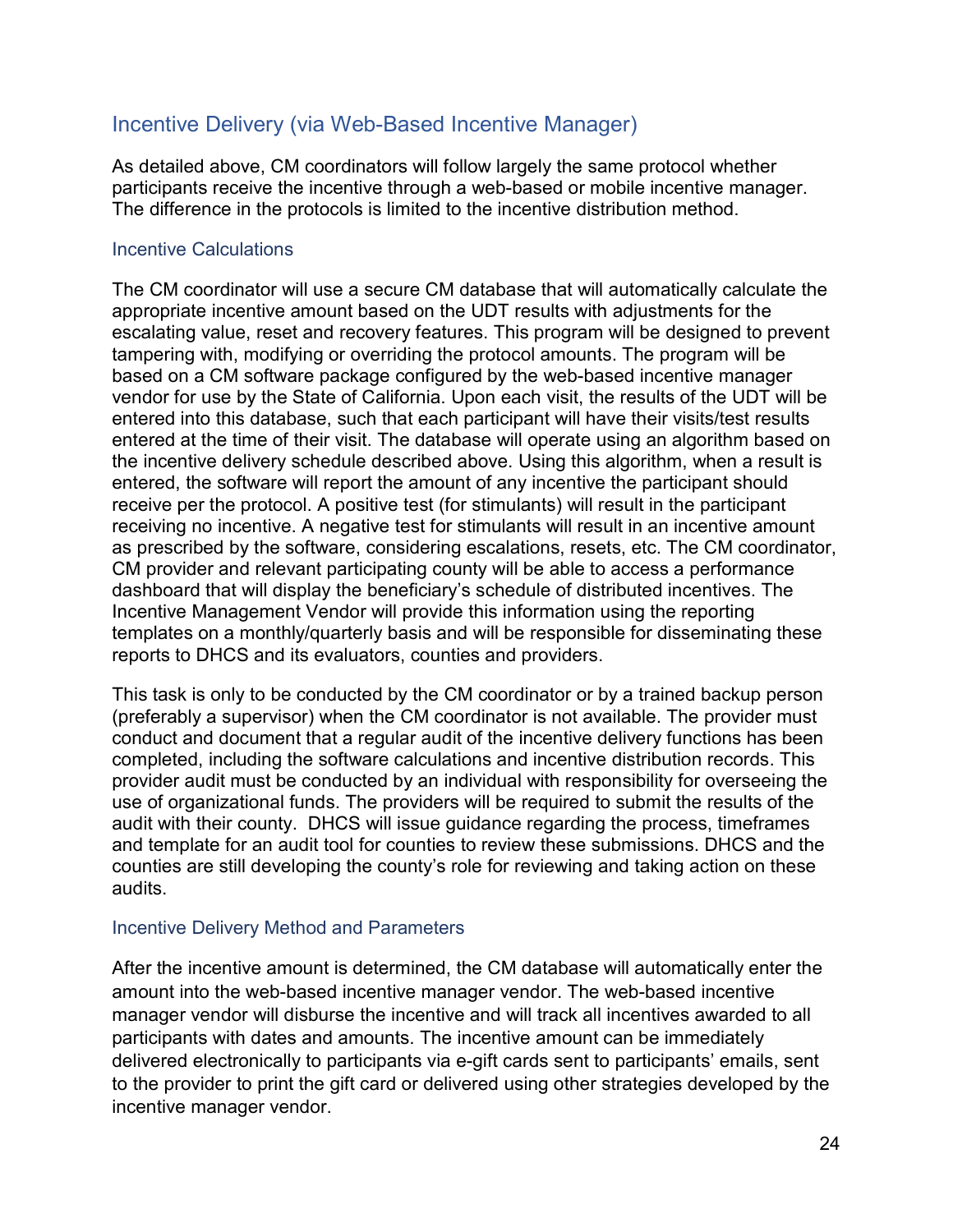## Incentive Delivery (via Web-Based Incentive Manager)

As detailed above, CM coordinators will follow largely the same protocol whether participants receive the incentive through a web-based or mobile incentive manager. The difference in the protocols is limited to the incentive distribution method.

### Incentive Calculations

The CM coordinator will use a secure CM database that will automatically calculate the appropriate incentive amount based on the UDT results with adjustments for the escalating value, reset and recovery features. This program will be designed to prevent tampering with, modifying or overriding the protocol amounts. The program will be based on a CM software package configured by the web-based incentive manager vendor for use by the State of California. Upon each visit, the results of the UDT will be entered into this database, such that each participant will have their visits/test results entered at the time of their visit. The database will operate using an algorithm based on the incentive delivery schedule described above. Using this algorithm, when a result is entered, the software will report the amount of any incentive the participant should receive per the protocol. A positive test (for stimulants) will result in the participant receiving no incentive. A negative test for stimulants will result in an incentive amount as prescribed by the software, considering escalations, resets, etc. The CM coordinator, CM provider and relevant participating county will be able to access a performance dashboard that will display the beneficiary's schedule of distributed incentives. The Incentive Management Vendor will provide this information using the reporting templates on a monthly/quarterly basis and will be responsible for disseminating these reports to DHCS and its evaluators, counties and providers.

This task is only to be conducted by the CM coordinator or by a trained backup person (preferably a supervisor) when the CM coordinator is not available. The provider must conduct and document that a regular audit of the incentive delivery functions has been completed, including the software calculations and incentive distribution records. This provider audit must be conducted by an individual with responsibility for overseeing the use of organizational funds. The providers will be required to submit the results of the audit with their county. DHCS will issue guidance regarding the process, timeframes and template for an audit tool for counties to review these submissions. DHCS and the counties are still developing the county's role for reviewing and taking action on these audits.

### Incentive Delivery Method and Parameters

After the incentive amount is determined, the CM database will automatically enter the amount into the web-based incentive manager vendor. The web-based incentive manager vendor will disburse the incentive and will track all incentives awarded to all participants with dates and amounts. The incentive amount can be immediately delivered electronically to participants via e-gift cards sent to participants' emails, sent to the provider to print the gift card or delivered using other strategies developed by the incentive manager vendor.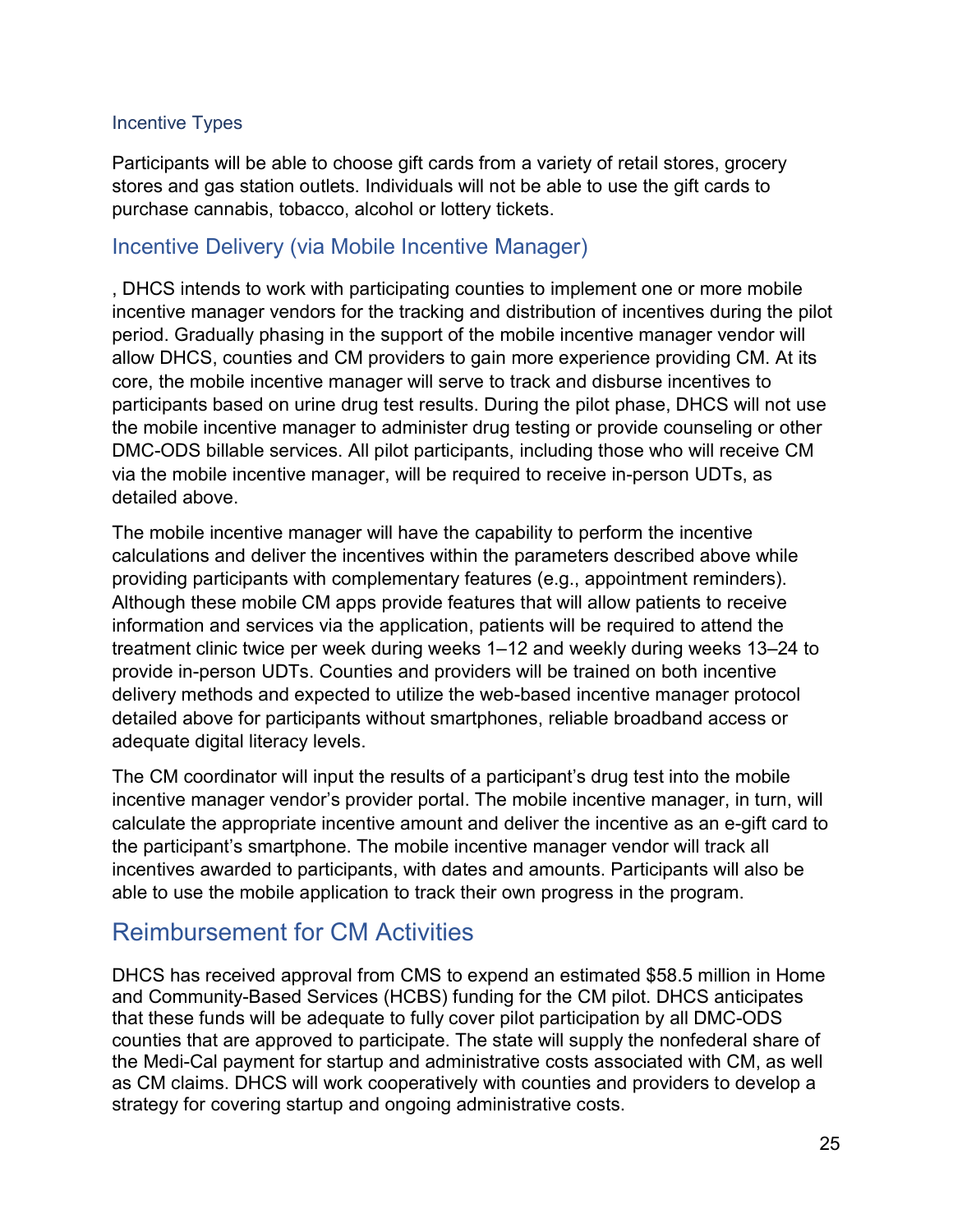### Incentive Types

Participants will be able to choose gift cards from a variety of retail stores, grocery stores and gas station outlets. Individuals will not be able to use the gift cards to purchase cannabis, tobacco, alcohol or lottery tickets.

## Incentive Delivery (via Mobile Incentive Manager)

, DHCS intends to work with participating counties to implement one or more mobile incentive manager vendors for the tracking and distribution of incentives during the pilot period. Gradually phasing in the support of the mobile incentive manager vendor will allow DHCS, counties and CM providers to gain more experience providing CM. At its core, the mobile incentive manager will serve to track and disburse incentives to participants based on urine drug test results. During the pilot phase, DHCS will not use the mobile incentive manager to administer drug testing or provide counseling or other DMC-ODS billable services. All pilot participants, including those who will receive CM via the mobile incentive manager, will be required to receive in-person UDTs, as detailed above.

The mobile incentive manager will have the capability to perform the incentive calculations and deliver the incentives within the parameters described above while providing participants with complementary features (e.g., appointment reminders). Although these mobile CM apps provide features that will allow patients to receive information and services via the application, patients will be required to attend the treatment clinic twice per week during weeks 1–12 and weekly during weeks 13–24 to provide in-person UDTs. Counties and providers will be trained on both incentive delivery methods and expected to utilize the web-based incentive manager protocol detailed above for participants without smartphones, reliable broadband access or adequate digital literacy levels.

The CM coordinator will input the results of a participant's drug test into the mobile incentive manager vendor's provider portal. The mobile incentive manager, in turn, will calculate the appropriate incentive amount and deliver the incentive as an e-gift card to the participant's smartphone. The mobile incentive manager vendor will track all incentives awarded to participants, with dates and amounts. Participants will also be able to use the mobile application to track their own progress in the program.

# Reimbursement for CM Activities

DHCS has received approval from CMS to expend an estimated $58.5 million in Home and Community-Based Services (HCBS) funding for the CM pilot. DHCS anticipates that these funds will be adequate to fully cover pilot participation by all DMC-ODS counties that are approved to participate. The state will supply the nonfederal share of the Medi-Cal payment for startup and administrative costs associated with CM, as well as CM claims. DHCS will work cooperatively with counties and providers to develop a strategy for covering startup and ongoing administrative costs.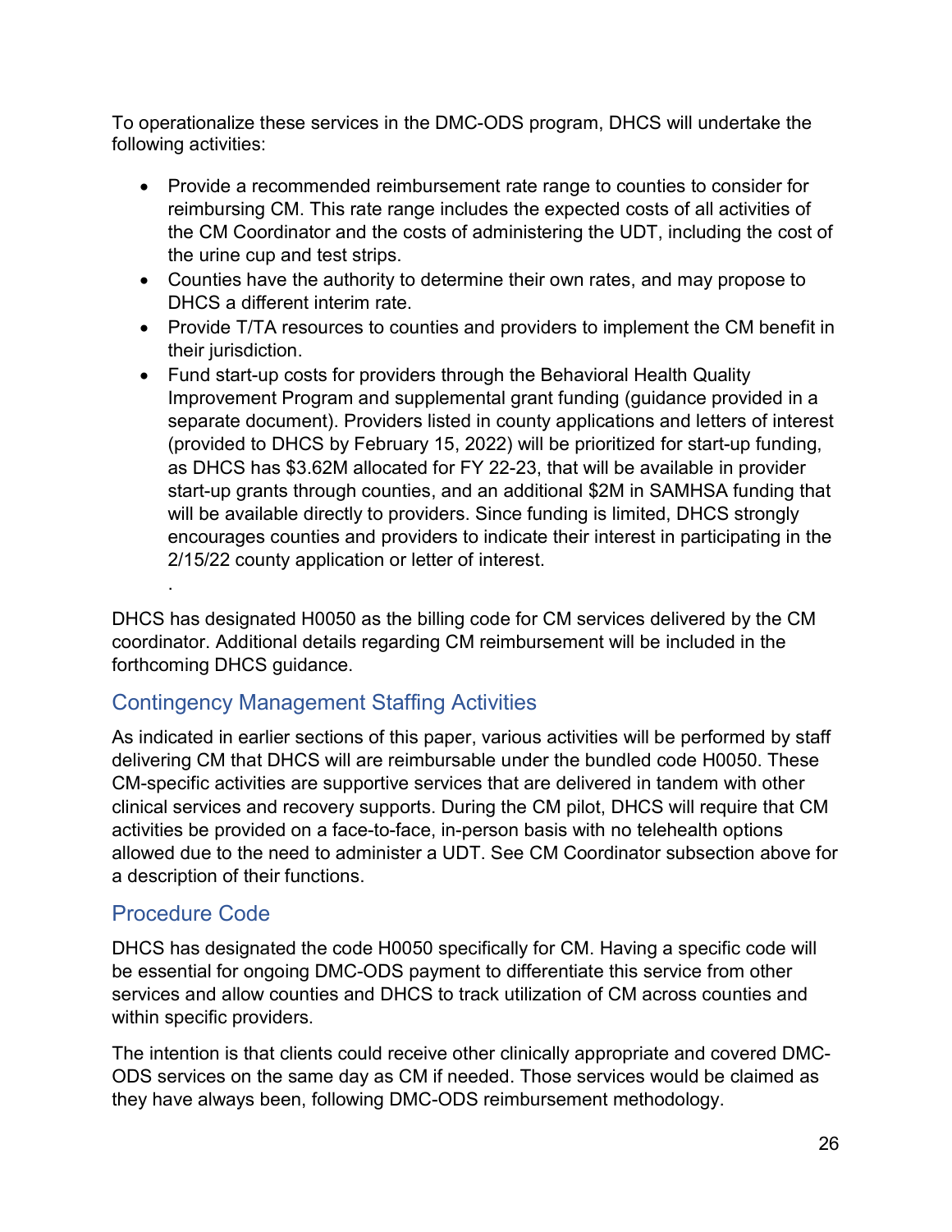To operationalize these services in the DMC-ODS program, DHCS will undertake the following activities:

- Provide a recommended reimbursement rate range to counties to consider for reimbursing CM. This rate range includes the expected costs of all activities of the CM Coordinator and the costs of administering the UDT, including the cost of the urine cup and test strips.
- Counties have the authority to determine their own rates, and may propose to DHCS a different interim rate.
- Provide T/TA resources to counties and providers to implement the CM benefit in their jurisdiction.
- Fund start-up costs for providers through the Behavioral Health Quality Improvement Program and supplemental grant funding (guidance provided in a separate document). Providers listed in county applications and letters of interest (provided to DHCS by February 15, 2022) will be prioritized for start-up funding, as DHCS has $3.62M allocated for FY 22-23, that will be available in provider start-up grants through counties, and an additional $2M in SAMHSA funding that will be available directly to providers. Since funding is limited, DHCS strongly encourages counties and providers to indicate their interest in participating in the 2/15/22 county application or letter of interest.

.

DHCS has designated H0050 as the billing code for CM services delivered by the CM coordinator. Additional details regarding CM reimbursement will be included in the forthcoming DHCS guidance.

## Contingency Management Staffing Activities

As indicated in earlier sections of this paper, various activities will be performed by staff delivering CM that DHCS will are reimbursable under the bundled code H0050. These CM-specific activities are supportive services that are delivered in tandem with other clinical services and recovery supports. During the CM pilot, DHCS will require that CM activities be provided on a face-to-face, in-person basis with no telehealth options allowed due to the need to administer a UDT. See CM Coordinator subsection above for a description of their functions.

## Procedure Code

DHCS has designated the code H0050 specifically for CM. Having a specific code will be essential for ongoing DMC-ODS payment to differentiate this service from other services and allow counties and DHCS to track utilization of CM across counties and within specific providers.

The intention is that clients could receive other clinically appropriate and covered DMC-ODS services on the same day as CM if needed. Those services would be claimed as they have always been, following DMC-ODS reimbursement methodology.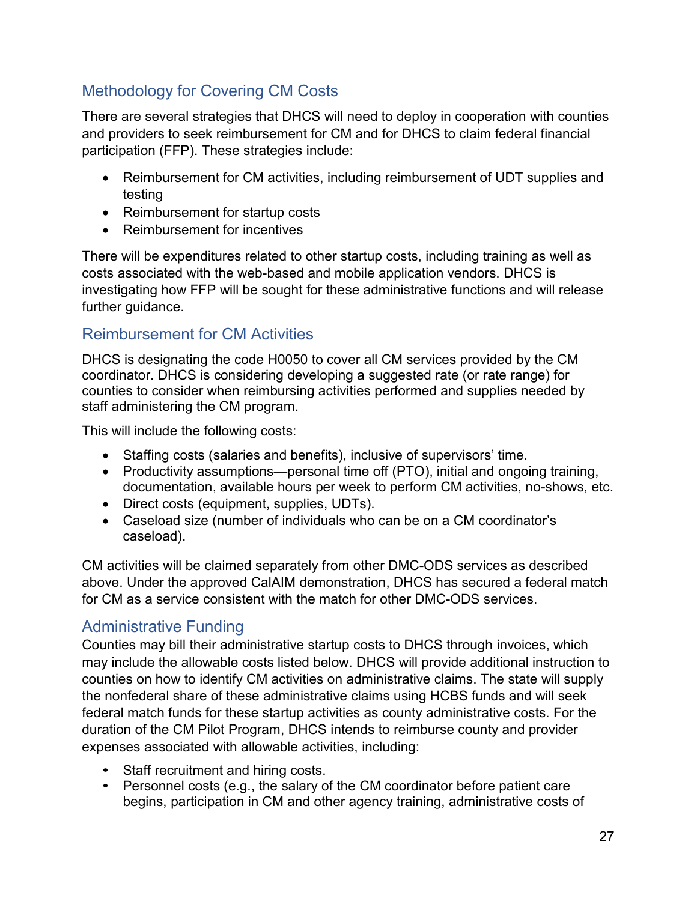## Methodology for Covering CM Costs

There are several strategies that DHCS will need to deploy in cooperation with counties and providers to seek reimbursement for CM and for DHCS to claim federal financial participation (FFP). These strategies include:

- Reimbursement for CM activities, including reimbursement of UDT supplies and testing
- Reimbursement for startup costs
- Reimbursement for incentives

There will be expenditures related to other startup costs, including training as well as costs associated with the web-based and mobile application vendors. DHCS is investigating how FFP will be sought for these administrative functions and will release further guidance.

## Reimbursement for CM Activities

DHCS is designating the code H0050 to cover all CM services provided by the CM coordinator. DHCS is considering developing a suggested rate (or rate range) for counties to consider when reimbursing activities performed and supplies needed by staff administering the CM program.

This will include the following costs:

- Staffing costs (salaries and benefits), inclusive of supervisors' time.
- Productivity assumptions—personal time off (PTO), initial and ongoing training, documentation, available hours per week to perform CM activities, no-shows, etc.
- Direct costs (equipment, supplies, UDTs).
- Caseload size (number of individuals who can be on a CM coordinator's caseload).

CM activities will be claimed separately from other DMC-ODS services as described above. Under the approved CalAIM demonstration, DHCS has secured a federal match for CM as a service consistent with the match for other DMC-ODS services.

## Administrative Funding

Counties may bill their administrative startup costs to DHCS through invoices, which may include the allowable costs listed below. DHCS will provide additional instruction to counties on how to identify CM activities on administrative claims. The state will supply the nonfederal share of these administrative claims using HCBS funds and will seek federal match funds for these startup activities as county administrative costs. For the duration of the CM Pilot Program, DHCS intends to reimburse county and provider expenses associated with allowable activities, including:

- Staff recruitment and hiring costs.
- Personnel costs (e.g., the salary of the CM coordinator before patient care begins, participation in CM and other agency training, administrative costs of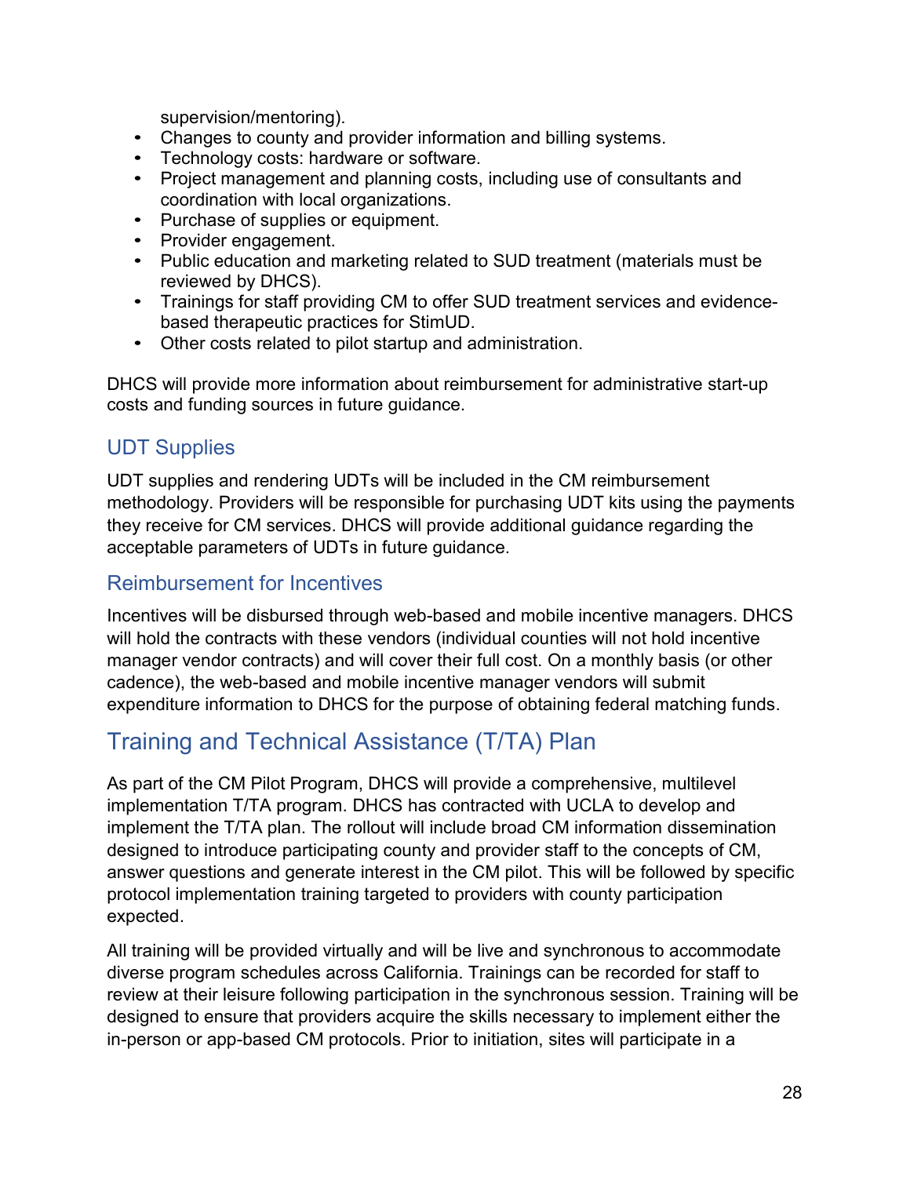supervision/mentoring).

- Changes to county and provider information and billing systems.
- Technology costs: hardware or software.
- Project management and planning costs, including use of consultants and coordination with local organizations.
- Purchase of supplies or equipment.
- Provider engagement.
- Public education and marketing related to SUD treatment (materials must be reviewed by DHCS).
- Trainings for staff providing CM to offer SUD treatment services and evidence-based therapeutic practices for StimUD.
- Other costs related to pilot startup and administration.

DHCS will provide more information about reimbursement for administrative start-up costs and funding sources in future guidance.

### UDT Supplies

UDT supplies and rendering UDTs will be included in the CM reimbursement methodology. Providers will be responsible for purchasing UDT kits using the payments they receive for CM services. DHCS will provide additional guidance regarding the acceptable parameters of UDTs in future guidance.

### Reimbursement for Incentives

Incentives will be disbursed through web-based and mobile incentive managers. DHCS will hold the contracts with these vendors (individual counties will not hold incentive manager vendor contracts) and will cover their full cost. On a monthly basis (or other cadence), the web-based and mobile incentive manager vendors will submit expenditure information to DHCS for the purpose of obtaining federal matching funds.

## Training and Technical Assistance (T/TA) Plan

As part of the CM Pilot Program, DHCS will provide a comprehensive, multilevel implementation T/TA program. DHCS has contracted with UCLA to develop and implement the T/TA plan. The rollout will include broad CM information dissemination designed to introduce participating county and provider staff to the concepts of CM, answer questions and generate interest in the CM pilot. This will be followed by specific protocol implementation training targeted to providers with county participation expected.

All training will be provided virtually and will be live and synchronous to accommodate diverse program schedules across California. Trainings can be recorded for staff to review at their leisure following participation in the synchronous session. Training will be designed to ensure that providers acquire the skills necessary to implement either the in-person or app-based CM protocols. Prior to initiation, sites will participate in a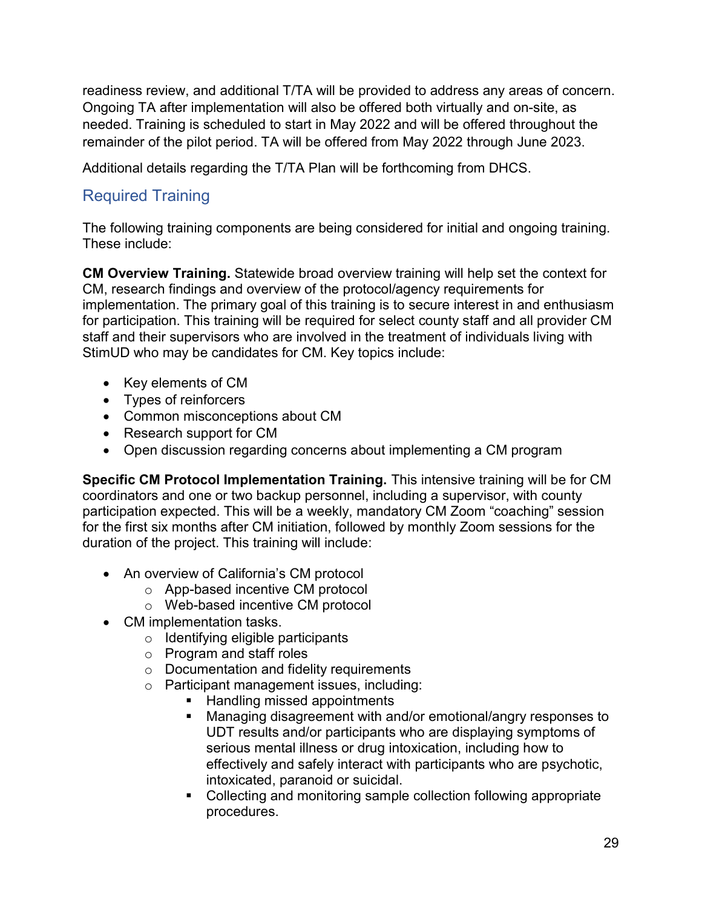readiness review, and additional T/TA will be provided to address any areas of concern. Ongoing TA after implementation will also be offered both virtually and on-site, as needed. Training is scheduled to start in May 2022 and will be offered throughout the remainder of the pilot period. TA will be offered from May 2022 through June 2023.

Additional details regarding the T/TA Plan will be forthcoming from DHCS.

## Required Training

The following training components are being considered for initial and ongoing training. These include:

**CM Overview Training.** Statewide broad overview training will help set the context for CM, research findings and overview of the protocol/agency requirements for implementation. The primary goal of this training is to secure interest in and enthusiasm for participation. This training will be required for select county staff and all provider CM staff and their supervisors who are involved in the treatment of individuals living with StimUD who may be candidates for CM. Key topics include:

- Key elements of CM
- Types of reinforcers
- Common misconceptions about CM
- Research support for CM
- Open discussion regarding concerns about implementing a CM program

**Specific CM Protocol Implementation Training.** This intensive training will be for CM coordinators and one or two backup personnel, including a supervisor, with county participation expected. This will be a weekly, mandatory CM Zoom "coaching" session for the first six months after CM initiation, followed by monthly Zoom sessions for the duration of the project. This training will include:

- An overview of California's CM protocol
  - App-based incentive CM protocol
  - Web-based incentive CM protocol
- CM implementation tasks.
  - Identifying eligible participants
  - Program and staff roles
  - Documentation and fidelity requirements
  - Participant management issues, including:
    - Handling missed appointments
    - Managing disagreement with and/or emotional/angry responses to UDT results and/or participants who are displaying symptoms of serious mental illness or drug intoxication, including how to effectively and safely interact with participants who are psychotic, intoxicated, paranoid or suicidal.
    - Collecting and monitoring sample collection following appropriate procedures.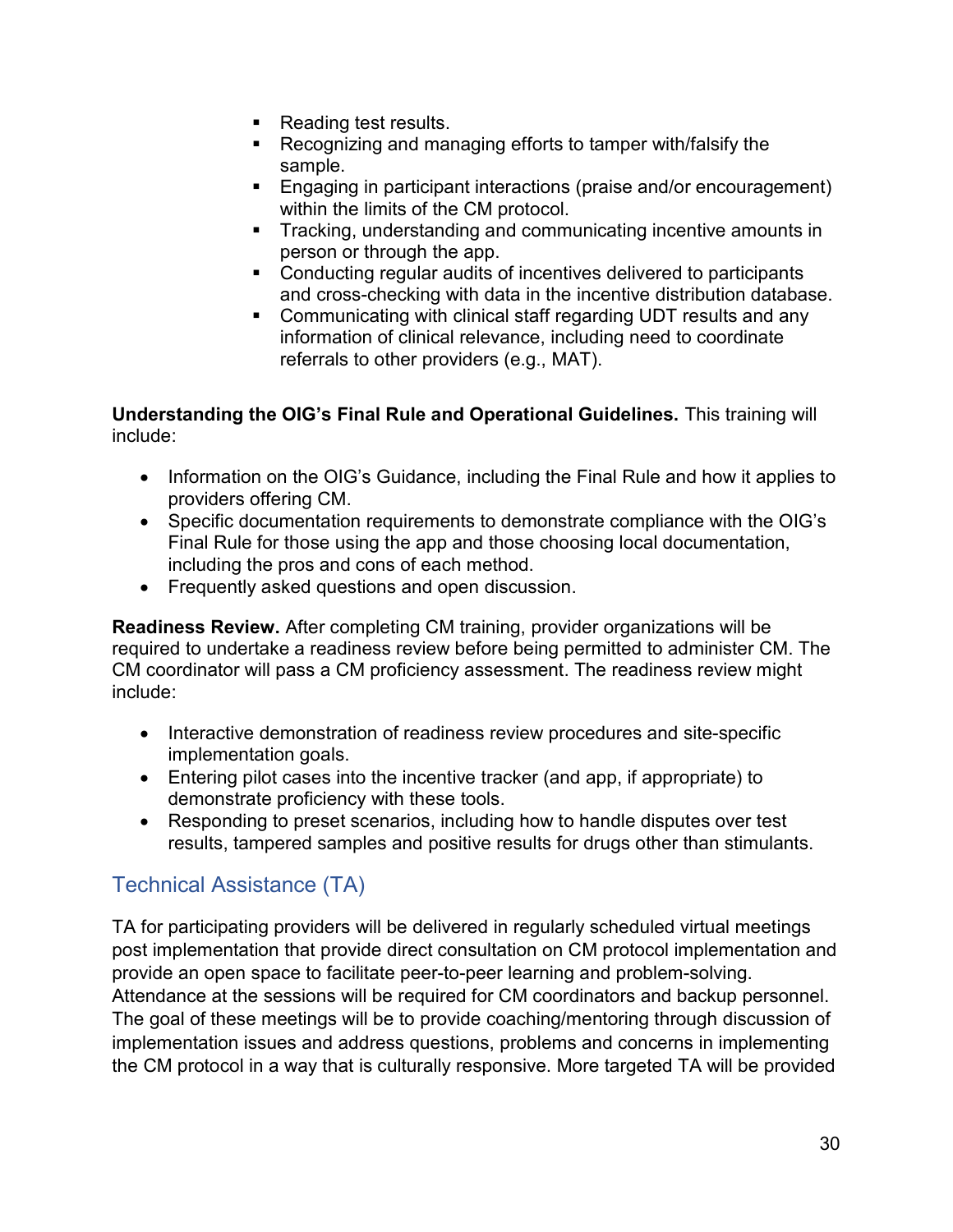- Reading test results.
- Recognizing and managing efforts to tamper with/falsify the sample.
- Engaging in participant interactions (praise and/or encouragement) within the limits of the CM protocol.
- Tracking, understanding and communicating incentive amounts in person or through the app.
- Conducting regular audits of incentives delivered to participants and cross-checking with data in the incentive distribution database.
- Communicating with clinical staff regarding UDT results and any information of clinical relevance, including need to coordinate referrals to other providers (e.g., MAT).

**Understanding the OIG's Final Rule and Operational Guidelines.** This training will include:

- Information on the OIG's Guidance, including the Final Rule and how it applies to providers offering CM.
- Specific documentation requirements to demonstrate compliance with the OIG's Final Rule for those using the app and those choosing local documentation, including the pros and cons of each method.
- Frequently asked questions and open discussion.

**Readiness Review.** After completing CM training, provider organizations will be required to undertake a readiness review before being permitted to administer CM. The CM coordinator will pass a CM proficiency assessment. The readiness review might include:

- Interactive demonstration of readiness review procedures and site-specific implementation goals.
- Entering pilot cases into the incentive tracker (and app, if appropriate) to demonstrate proficiency with these tools.
- Responding to preset scenarios, including how to handle disputes over test results, tampered samples and positive results for drugs other than stimulants.

## Technical Assistance (TA)

TA for participating providers will be delivered in regularly scheduled virtual meetings post implementation that provide direct consultation on CM protocol implementation and provide an open space to facilitate peer-to-peer learning and problem-solving. Attendance at the sessions will be required for CM coordinators and backup personnel. The goal of these meetings will be to provide coaching/mentoring through discussion of implementation issues and address questions, problems and concerns in implementing the CM protocol in a way that is culturally responsive. More targeted TA will be provided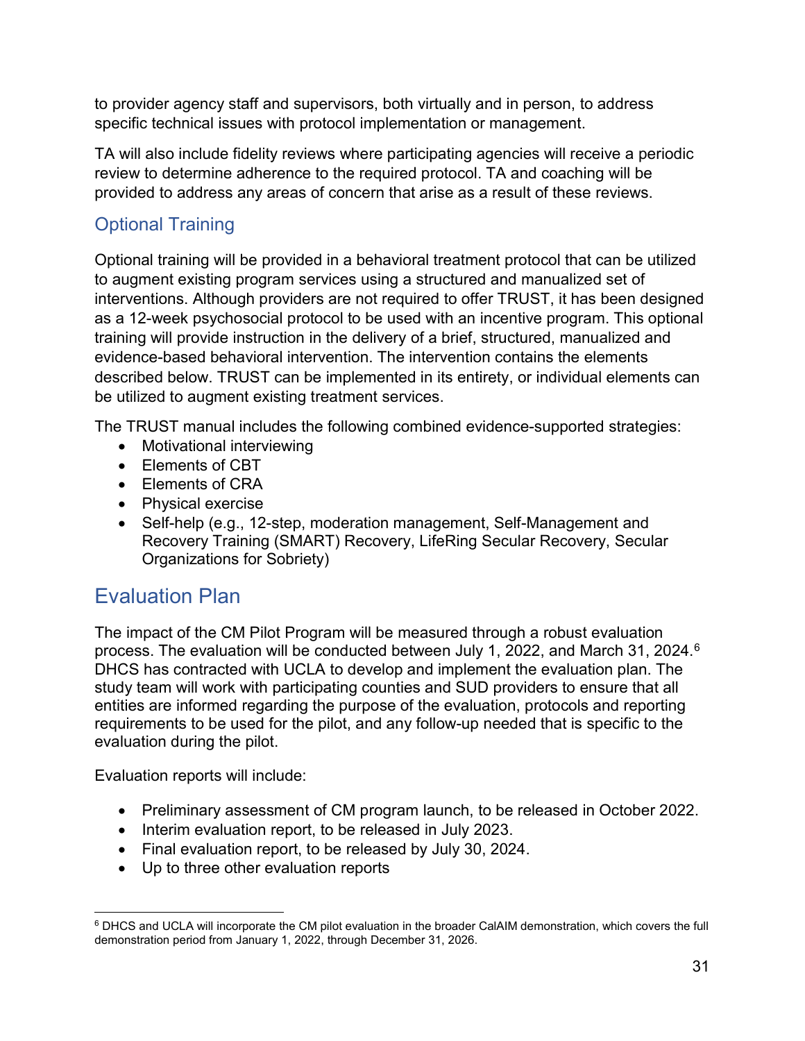to provider agency staff and supervisors, both virtually and in person, to address specific technical issues with protocol implementation or management.

TA will also include fidelity reviews where participating agencies will receive a periodic review to determine adherence to the required protocol. TA and coaching will be provided to address any areas of concern that arise as a result of these reviews.

### Optional Training

Optional training will be provided in a behavioral treatment protocol that can be utilized to augment existing program services using a structured and manualized set of interventions. Although providers are not required to offer TRUST, it has been designed as a 12-week psychosocial protocol to be used with an incentive program. This optional training will provide instruction in the delivery of a brief, structured, manualized and evidence-based behavioral intervention. The intervention contains the elements described below. TRUST can be implemented in its entirety, or individual elements can be utilized to augment existing treatment services.

The TRUST manual includes the following combined evidence-supported strategies:

- Motivational interviewing
- Elements of CBT
- Elements of CRA
- Physical exercise
- Self-help (e.g., 12-step, moderation management, Self-Management and Recovery Training (SMART) Recovery, LifeRing Secular Recovery, Secular Organizations for Sobriety)

## Evaluation Plan

The impact of the CM Pilot Program will be measured through a robust evaluation process. The evaluation will be conducted between July 1, 2022, and March 31, 2024.[6] DHCS has contracted with UCLA to develop and implement the evaluation plan. The study team will work with participating counties and SUD providers to ensure that all entities are informed regarding the purpose of the evaluation, protocols and reporting requirements to be used for the pilot, and any follow-up needed that is specific to the evaluation during the pilot.

Evaluation reports will include:

- Preliminary assessment of CM program launch, to be released in October 2022.
- Interim evaluation report, to be released in July 2023.
- Final evaluation report, to be released by July 30, 2024.
- Up to three other evaluation reports

[6] DHCS and UCLA will incorporate the CM pilot evaluation in the broader CalAIM demonstration, which covers the full demonstration period from January 1, 2022, through December 31, 2026.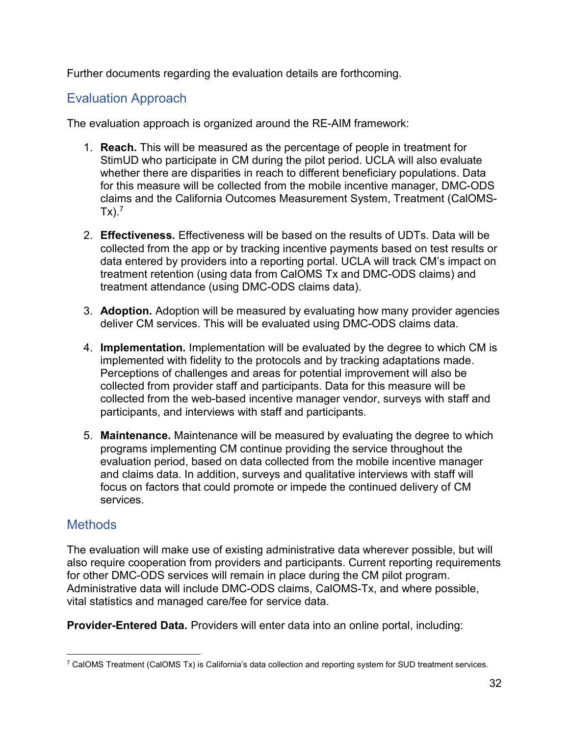Further documents regarding the evaluation details are forthcoming.

## Evaluation Approach

The evaluation approach is organized around the RE-AIM framework:

1. **Reach.** This will be measured as the percentage of people in treatment for StimUD who participate in CM during the pilot period. UCLA will also evaluate whether there are disparities in reach to different beneficiary populations. Data for this measure will be collected from the mobile incentive manager, DMC-ODS claims and the California Outcomes Measurement System, Treatment (CalOMS-Tx).[7]

2. **Effectiveness.** Effectiveness will be based on the results of UDTs. Data will be collected from the app or by tracking incentive payments based on test results or data entered by providers into a reporting portal. UCLA will track CM's impact on treatment retention (using data from CalOMS Tx and DMC-ODS claims) and treatment attendance (using DMC-ODS claims data).

3. **Adoption.** Adoption will be measured by evaluating how many provider agencies deliver CM services. This will be evaluated using DMC-ODS claims data.

4. **Implementation.** Implementation will be evaluated by the degree to which CM is implemented with fidelity to the protocols and by tracking adaptations made. Perceptions of challenges and areas for potential improvement will also be collected from provider staff and participants. Data for this measure will be collected from the web-based incentive manager vendor, surveys with staff and participants, and interviews with staff and participants.

5. **Maintenance.** Maintenance will be measured by evaluating the degree to which programs implementing CM continue providing the service throughout the evaluation period, based on data collected from the mobile incentive manager and claims data. In addition, surveys and qualitative interviews with staff will focus on factors that could promote or impede the continued delivery of CM services.

## Methods

The evaluation will make use of existing administrative data wherever possible, but will also require cooperation from providers and participants. Current reporting requirements for other DMC-ODS services will remain in place during the CM pilot program. Administrative data will include DMC-ODS claims, CalOMS-Tx, and where possible, vital statistics and managed care/fee for service data.

**Provider-Entered Data.** Providers will enter data into an online portal, including:

---

[7] CalOMS Treatment (CalOMS Tx) is California's data collection and reporting system for SUD treatment services.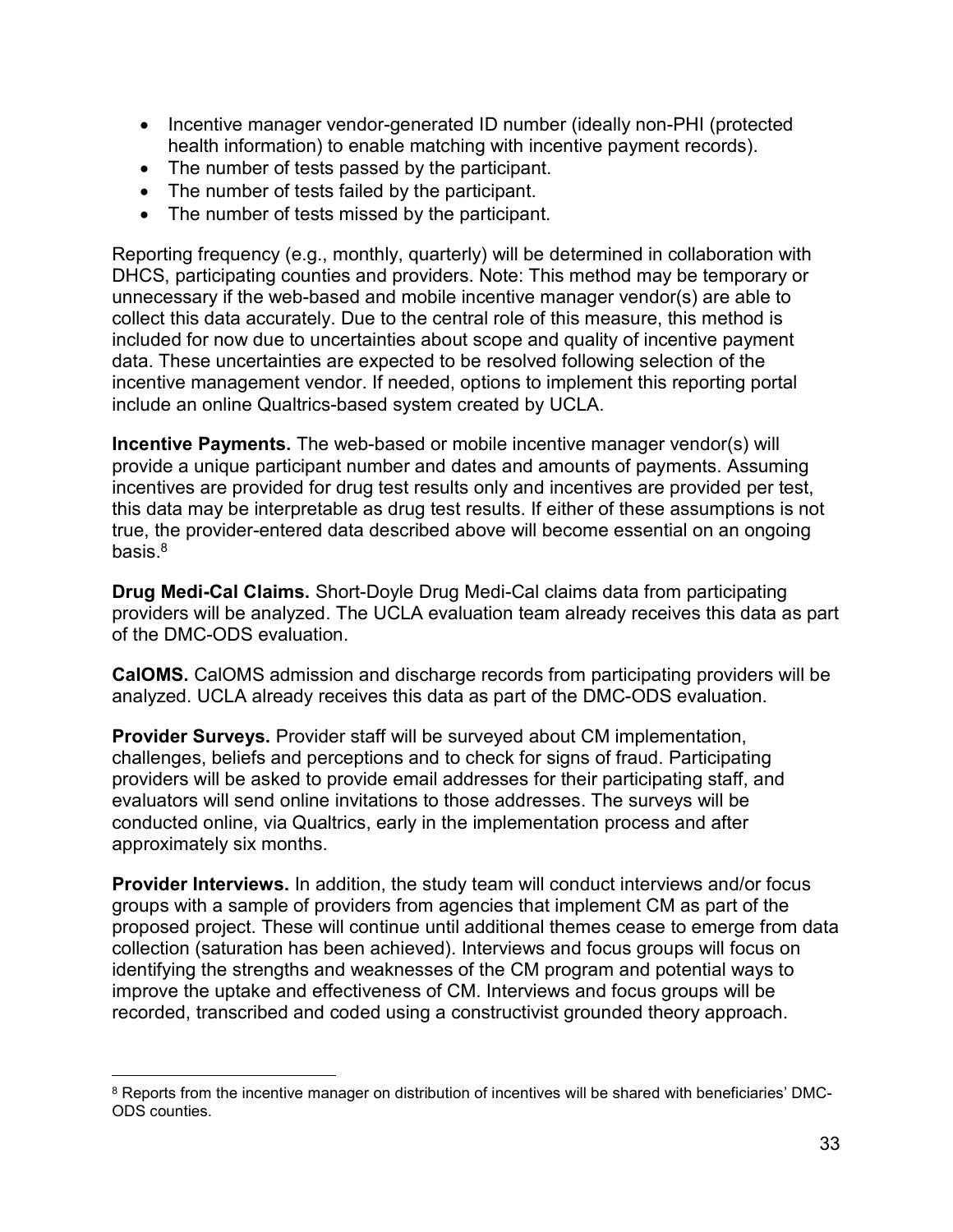- Incentive manager vendor-generated ID number (ideally non-PHI (protected health information) to enable matching with incentive payment records).
- The number of tests passed by the participant.
- The number of tests failed by the participant.
- The number of tests missed by the participant.

Reporting frequency (e.g., monthly, quarterly) will be determined in collaboration with DHCS, participating counties and providers. Note: This method may be temporary or unnecessary if the web-based and mobile incentive manager vendor(s) are able to collect this data accurately. Due to the central role of this measure, this method is included for now due to uncertainties about scope and quality of incentive payment data. These uncertainties are expected to be resolved following selection of the incentive management vendor. If needed, options to implement this reporting portal include an online Qualtrics-based system created by UCLA.

**Incentive Payments.** The web-based or mobile incentive manager vendor(s) will provide a unique participant number and dates and amounts of payments. Assuming incentives are provided for drug test results only and incentives are provided per test, this data may be interpretable as drug test results. If either of these assumptions is not true, the provider-entered data described above will become essential on an ongoing basis.[8]

**Drug Medi-Cal Claims.** Short-Doyle Drug Medi-Cal claims data from participating providers will be analyzed. The UCLA evaluation team already receives this data as part of the DMC-ODS evaluation.

**CalOMS.** CalOMS admission and discharge records from participating providers will be analyzed. UCLA already receives this data as part of the DMC-ODS evaluation.

**Provider Surveys.** Provider staff will be surveyed about CM implementation, challenges, beliefs and perceptions and to check for signs of fraud. Participating providers will be asked to provide email addresses for their participating staff, and evaluators will send online invitations to those addresses. The surveys will be conducted online, via Qualtrics, early in the implementation process and after approximately six months.

**Provider Interviews.** In addition, the study team will conduct interviews and/or focus groups with a sample of providers from agencies that implement CM as part of the proposed project. These will continue until additional themes cease to emerge from data collection (saturation has been achieved). Interviews and focus groups will focus on identifying the strengths and weaknesses of the CM program and potential ways to improve the uptake and effectiveness of CM. Interviews and focus groups will be recorded, transcribed and coded using a constructivist grounded theory approach.

---

[8] Reports from the incentive manager on distribution of incentives will be shared with beneficiaries' DMC-ODS counties.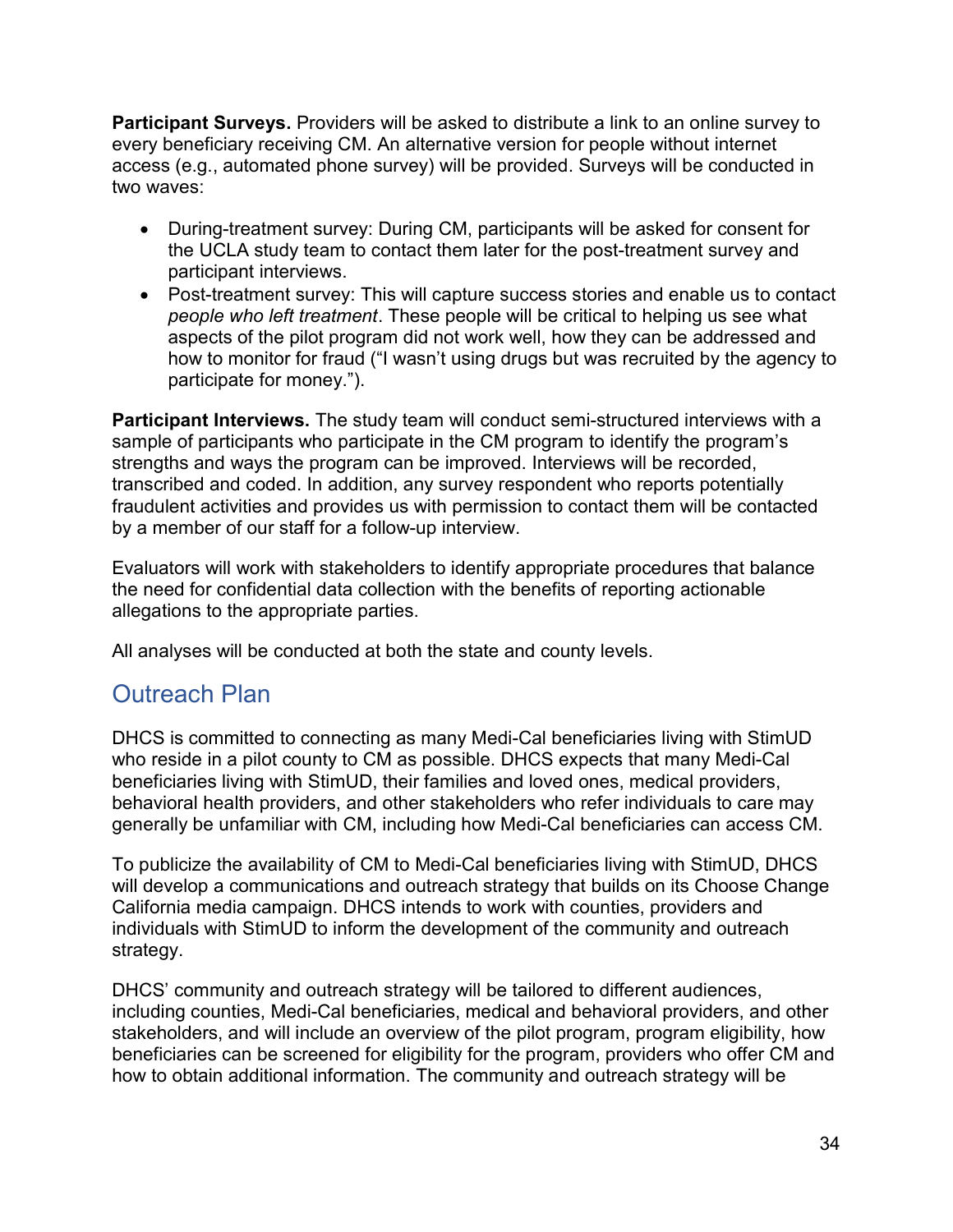**Participant Surveys.** Providers will be asked to distribute a link to an online survey to every beneficiary receiving CM. An alternative version for people without internet access (e.g., automated phone survey) will be provided. Surveys will be conducted in two waves:

- During-treatment survey: During CM, participants will be asked for consent for the UCLA study team to contact them later for the post-treatment survey and participant interviews.
- Post-treatment survey: This will capture success stories and enable us to contact *people who left treatment*. These people will be critical to helping us see what aspects of the pilot program did not work well, how they can be addressed and how to monitor for fraud ("I wasn't using drugs but was recruited by the agency to participate for money.").

**Participant Interviews.** The study team will conduct semi-structured interviews with a sample of participants who participate in the CM program to identify the program's strengths and ways the program can be improved. Interviews will be recorded, transcribed and coded. In addition, any survey respondent who reports potentially fraudulent activities and provides us with permission to contact them will be contacted by a member of our staff for a follow-up interview.

Evaluators will work with stakeholders to identify appropriate procedures that balance the need for confidential data collection with the benefits of reporting actionable allegations to the appropriate parties.

All analyses will be conducted at both the state and county levels.

## Outreach Plan

DHCS is committed to connecting as many Medi-Cal beneficiaries living with StimUD who reside in a pilot county to CM as possible. DHCS expects that many Medi-Cal beneficiaries living with StimUD, their families and loved ones, medical providers, behavioral health providers, and other stakeholders who refer individuals to care may generally be unfamiliar with CM, including how Medi-Cal beneficiaries can access CM.

To publicize the availability of CM to Medi-Cal beneficiaries living with StimUD, DHCS will develop a communications and outreach strategy that builds on its Choose Change California media campaign. DHCS intends to work with counties, providers and individuals with StimUD to inform the development of the community and outreach strategy.

DHCS' community and outreach strategy will be tailored to different audiences, including counties, Medi-Cal beneficiaries, medical and behavioral providers, and other stakeholders, and will include an overview of the pilot program, program eligibility, how beneficiaries can be screened for eligibility for the program, providers who offer CM and how to obtain additional information. The community and outreach strategy will be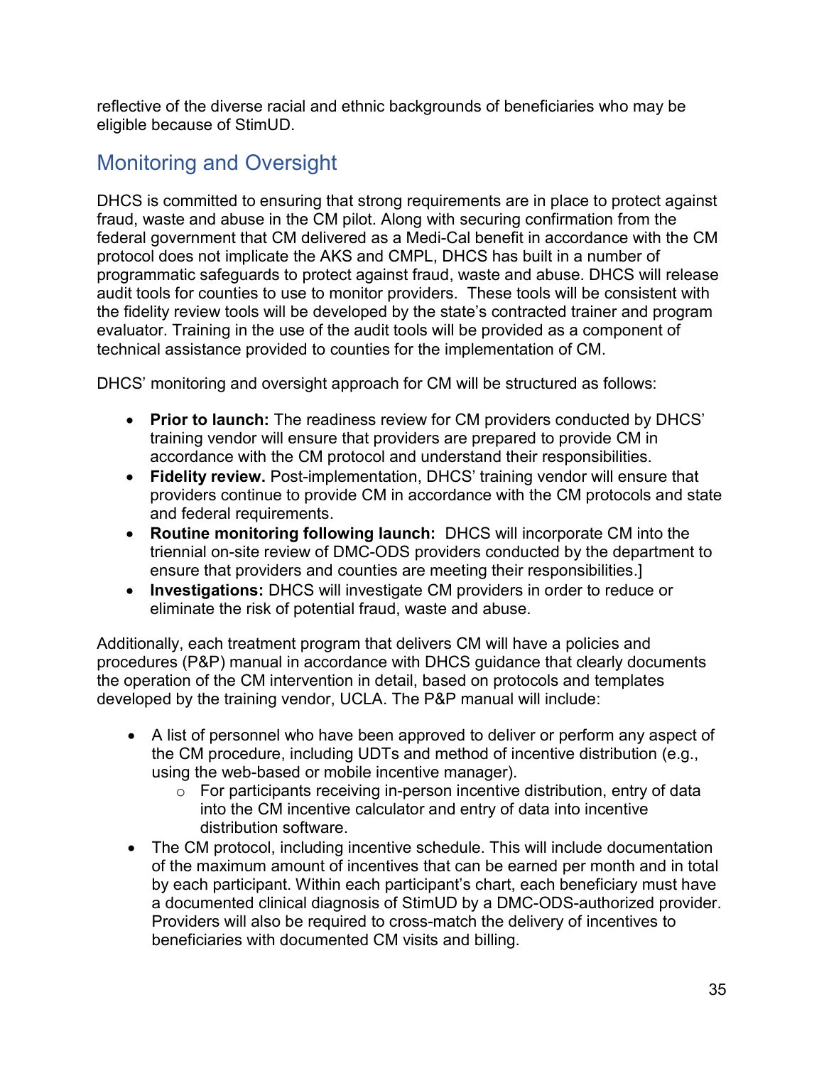reflective of the diverse racial and ethnic backgrounds of beneficiaries who may be eligible because of StimUD.

## Monitoring and Oversight

DHCS is committed to ensuring that strong requirements are in place to protect against fraud, waste and abuse in the CM pilot. Along with securing confirmation from the federal government that CM delivered as a Medi-Cal benefit in accordance with the CM protocol does not implicate the AKS and CMPL, DHCS has built in a number of programmatic safeguards to protect against fraud, waste and abuse. DHCS will release audit tools for counties to use to monitor providers. These tools will be consistent with the fidelity review tools will be developed by the state's contracted trainer and program evaluator. Training in the use of the audit tools will be provided as a component of technical assistance provided to counties for the implementation of CM.

DHCS' monitoring and oversight approach for CM will be structured as follows:

- **Prior to launch:** The readiness review for CM providers conducted by DHCS' training vendor will ensure that providers are prepared to provide CM in accordance with the CM protocol and understand their responsibilities.
- **Fidelity review.** Post-implementation, DHCS' training vendor will ensure that providers continue to provide CM in accordance with the CM protocols and state and federal requirements.
- **Routine monitoring following launch:** DHCS will incorporate CM into the triennial on-site review of DMC-ODS providers conducted by the department to ensure that providers and counties are meeting their responsibilities.]
- **Investigations:** DHCS will investigate CM providers in order to reduce or eliminate the risk of potential fraud, waste and abuse.

Additionally, each treatment program that delivers CM will have a policies and procedures (P&P) manual in accordance with DHCS guidance that clearly documents the operation of the CM intervention in detail, based on protocols and templates developed by the training vendor, UCLA. The P&P manual will include:

- A list of personnel who have been approved to deliver or perform any aspect of the CM procedure, including UDTs and method of incentive distribution (e.g., using the web-based or mobile incentive manager).
  - For participants receiving in-person incentive distribution, entry of data into the CM incentive calculator and entry of data into incentive distribution software.
- The CM protocol, including incentive schedule. This will include documentation of the maximum amount of incentives that can be earned per month and in total by each participant. Within each participant's chart, each beneficiary must have a documented clinical diagnosis of StimUD by a DMC-ODS-authorized provider. Providers will also be required to cross-match the delivery of incentives to beneficiaries with documented CM visits and billing.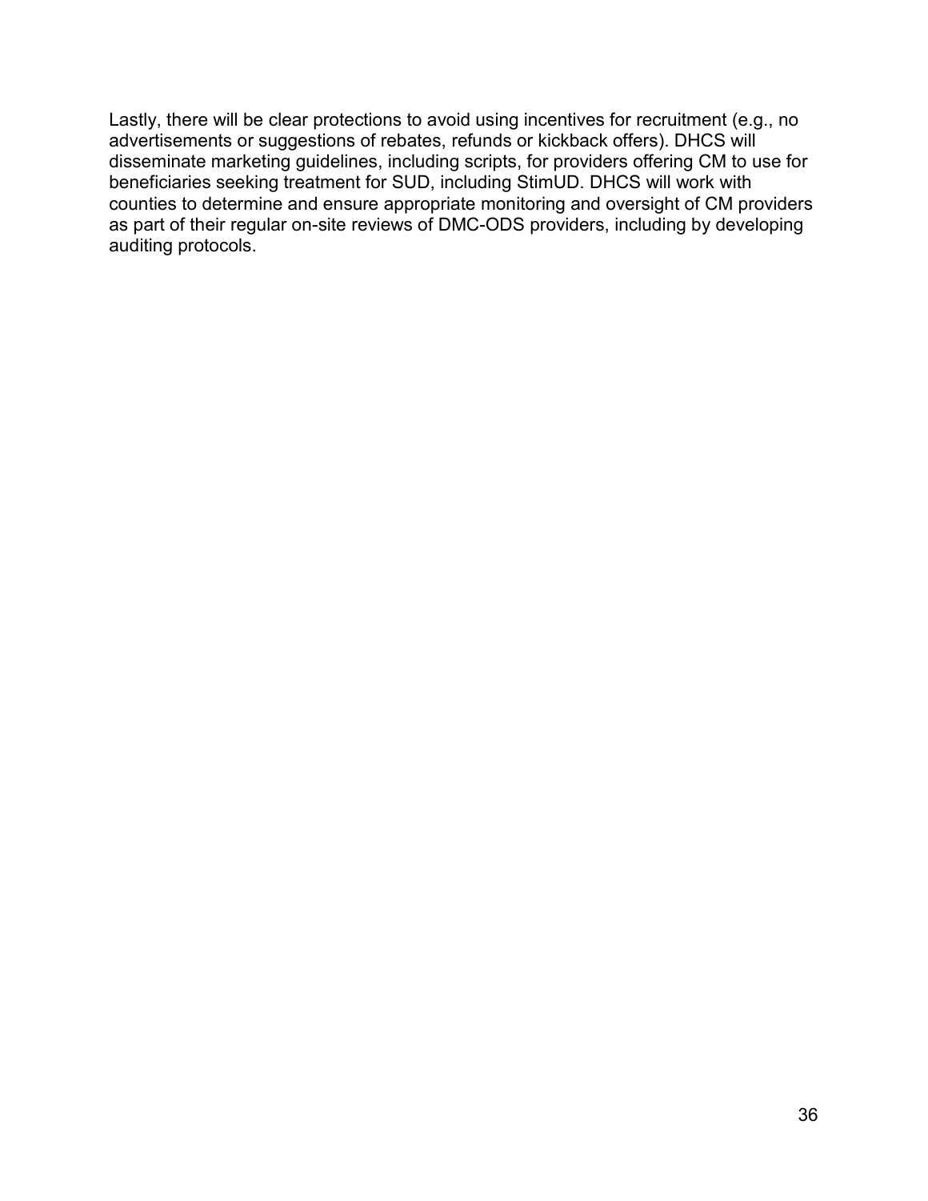Lastly, there will be clear protections to avoid using incentives for recruitment (e.g., no advertisements or suggestions of rebates, refunds or kickback offers). DHCS will disseminate marketing guidelines, including scripts, for providers offering CM to use for beneficiaries seeking treatment for SUD, including StimUD. DHCS will work with counties to determine and ensure appropriate monitoring and oversight of CM providers as part of their regular on-site reviews of DMC-ODS providers, including by developing auditing protocols.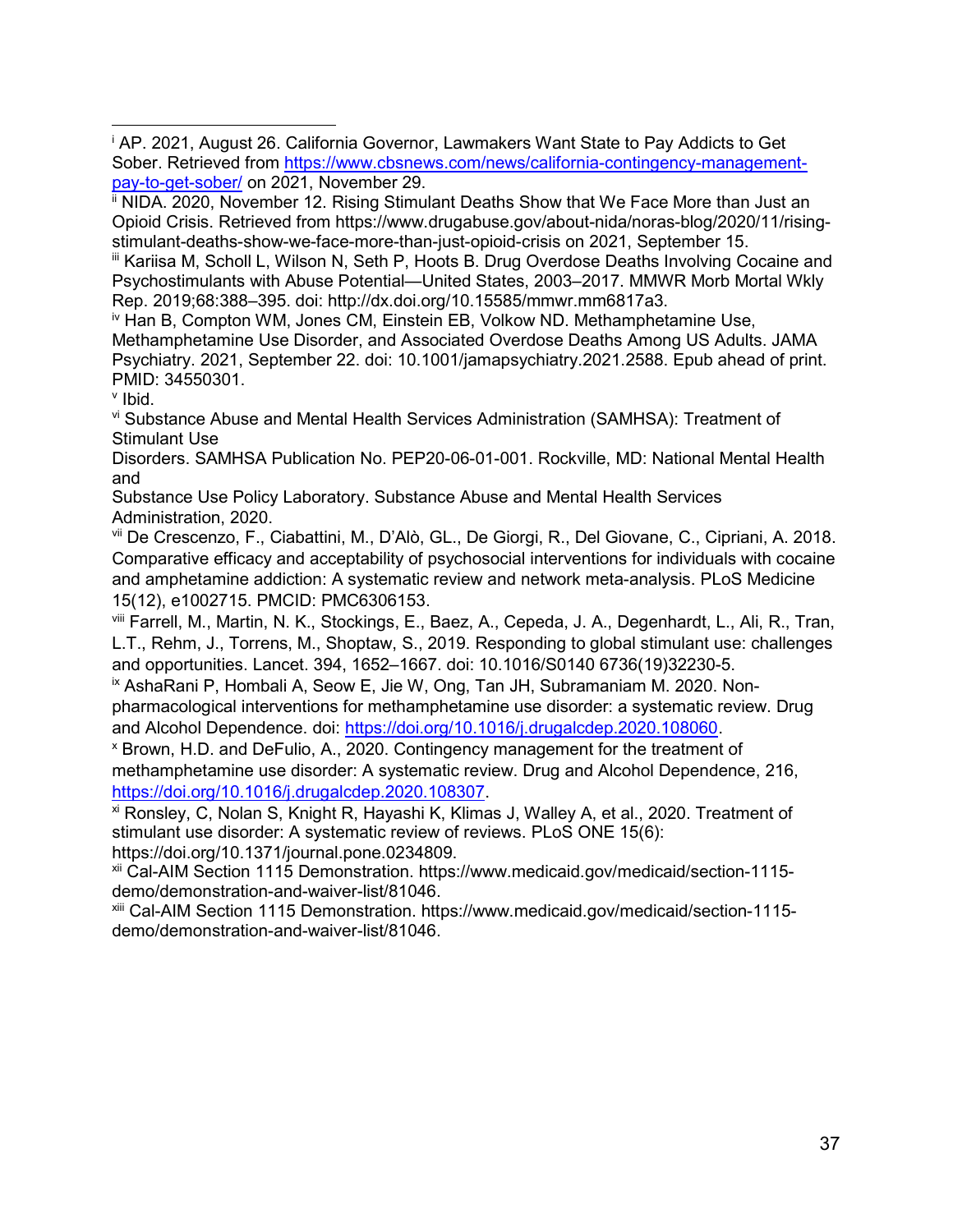[i] AP. 2021, August 26. California Governor, Lawmakers Want State to Pay Addicts to Get Sober. Retrieved from https://www.cbsnews.com/news/california-contingency-management-pay-to-get-sober/ on 2021, November 29.

[ii] NIDA. 2020, November 12. Rising Stimulant Deaths Show that We Face More than Just an Opioid Crisis. Retrieved from https://www.drugabuse.gov/about-nida/noras-blog/2020/11/rising-stimulant-deaths-show-we-face-more-than-just-opioid-crisis on 2021, September 15.

[iii] Kariisa M, Scholl L, Wilson N, Seth P, Hoots B. Drug Overdose Deaths Involving Cocaine and Psychostimulants with Abuse Potential—United States, 2003–2017. MMWR Morb Mortal Wkly Rep. 2019;68:388–395. doi: http://dx.doi.org/10.15585/mmwr.mm6817a3.

[iv] Han B, Compton WM, Jones CM, Einstein EB, Volkow ND. Methamphetamine Use, Methamphetamine Use Disorder, and Associated Overdose Deaths Among US Adults. JAMA Psychiatry. 2021, September 22. doi: 10.1001/jamapsychiatry.2021.2588. Epub ahead of print. PMID: 34550301.

[v] Ibid.

[vi] Substance Abuse and Mental Health Services Administration (SAMHSA): Treatment of Stimulant Use Disorders. SAMHSA Publication No. PEP20-06-01-001. Rockville, MD: National Mental Health and Substance Use Policy Laboratory. Substance Abuse and Mental Health Services Administration, 2020.

[vii] De Crescenzo, F., Ciabattini, M., D'Alò, GL., De Giorgi, R., Del Giovane, C., Cipriani, A. 2018. Comparative efficacy and acceptability of psychosocial interventions for individuals with cocaine and amphetamine addiction: A systematic review and network meta-analysis. PLoS Medicine 15(12), e1002715. PMCID: PMC6306153.

[viii] Farrell, M., Martin, N. K., Stockings, E., Baez, A., Cepeda, J. A., Degenhardt, L., Ali, R., Tran, L.T., Rehm, J., Torrens, M., Shoptaw, S., 2019. Responding to global stimulant use: challenges and opportunities. Lancet. 394, 1652–1667. doi: 10.1016/S0140 6736(19)32230-5.

[ix] AshaRani P, Hombali A, Seow E, Jie W, Ong, Tan JH, Subramaniam M. 2020. Non-pharmacological interventions for methamphetamine use disorder: a systematic review. Drug and Alcohol Dependence. doi: https://doi.org/10.1016/j.drugalcdep.2020.108060.

[x] Brown, H.D. and DeFulio, A., 2020. Contingency management for the treatment of methamphetamine use disorder: A systematic review. Drug and Alcohol Dependence, 216, https://doi.org/10.1016/j.drugalcdep.2020.108307.

[xi] Ronsley, C, Nolan S, Knight R, Hayashi K, Klimas J, Walley A, et al., 2020. Treatment of stimulant use disorder: A systematic review of reviews. PLoS ONE 15(6): https://doi.org/10.1371/journal.pone.0234809.

[xii] Cal-AIM Section 1115 Demonstration. https://www.medicaid.gov/medicaid/section-1115-demo/demonstration-and-waiver-list/81046.

[xiii] Cal-AIM Section 1115 Demonstration. https://www.medicaid.gov/medicaid/section-1115-demo/demonstration-and-waiver-list/81046.